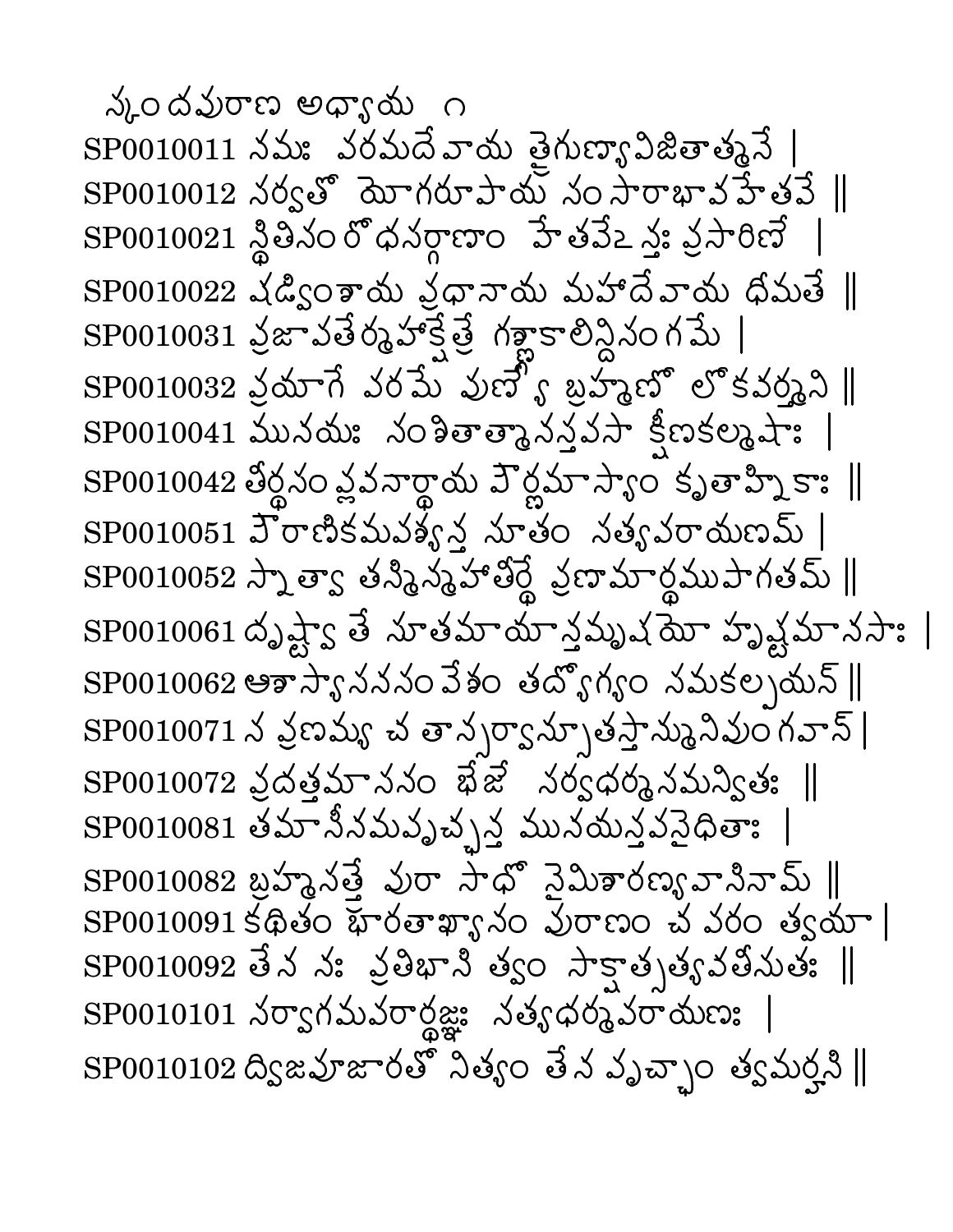న్కందవురాణ అధ్యాయ ౧

SP0010011 నమః వరమదేవాయ త్రైగుణ్యావిజితాత్మనే |
SP0010012 నర్వతో యోగరూపాయ నంసారాభావహేతవే ||
SP0010021 న్థితినంరోధనర్గాణాం హేతవేఽన్తః వ్రసారిణే |
SP0010022 షడ్వింశాయ వ్రధానాయ మహాదేవాయ ధీమతే ||
SP0010031 వ్రజావతేర్మహాక్షేత్రే గఙ్గాకాలిన్దినంగమే |
SP0010032 వ్రయాగే వరమే వుణ్యే బ్రహ్మణో లోకవర్త్మని ||
SP0010041 మునయః నంశితాత్మానన్తవసా క్షీణకల్మషాః |
SP0010042 తీర్థనంప్లవనార్థాయ వౌర్ణమాస్యాం కృతాహ్నికాః ||
SP0010051 వౌరాణికమవశ్యన్త నూతం నత్యవరాయణమ్ |
SP0010052 స్నాత్వా తస్మిన్మహాతీర్థే వ్రణామార్థముపాగతమ్ ||
SP0010061 దృష్ట్వా తే నూతమాయాన్తమృషయో హృష్టమాననాః |
SP0010062 ఆశాస్యానననంవేశం తద్యోగ్యం నమకల్పయన్ ||
SP0010071 న వ్రణమ్య చ తాన్సర్వాన్సూతస్తాన్మునివుంగవాన్ |
SP0010072 వ్రదత్తమాననం భేజే నర్వధర్మనమన్వితః ||
SP0010081 తమానీనమవృచ్ఛన్త మునయన్తవనైధితాః |
SP0010082 బ్రహ్మనత్త్రే వురా సాధో నైమిశారణ్యవానినామ్ ||
SP0010091 కథితం భారతాఖ్యానం వురాణం చ వరం త్వయా |
SP0010092 తేన నః వ్రతిభాని త్వం సాక్షాత్సత్యవతీనుతః ||
SP0010101 నర్వాగమవరార్థజ్ఞః నత్యధర్మవరాయణః |
SP0010102 ద్విజవూజారతో నిత్యం తేన వృచ్ఛాం త్వమర్హసి ||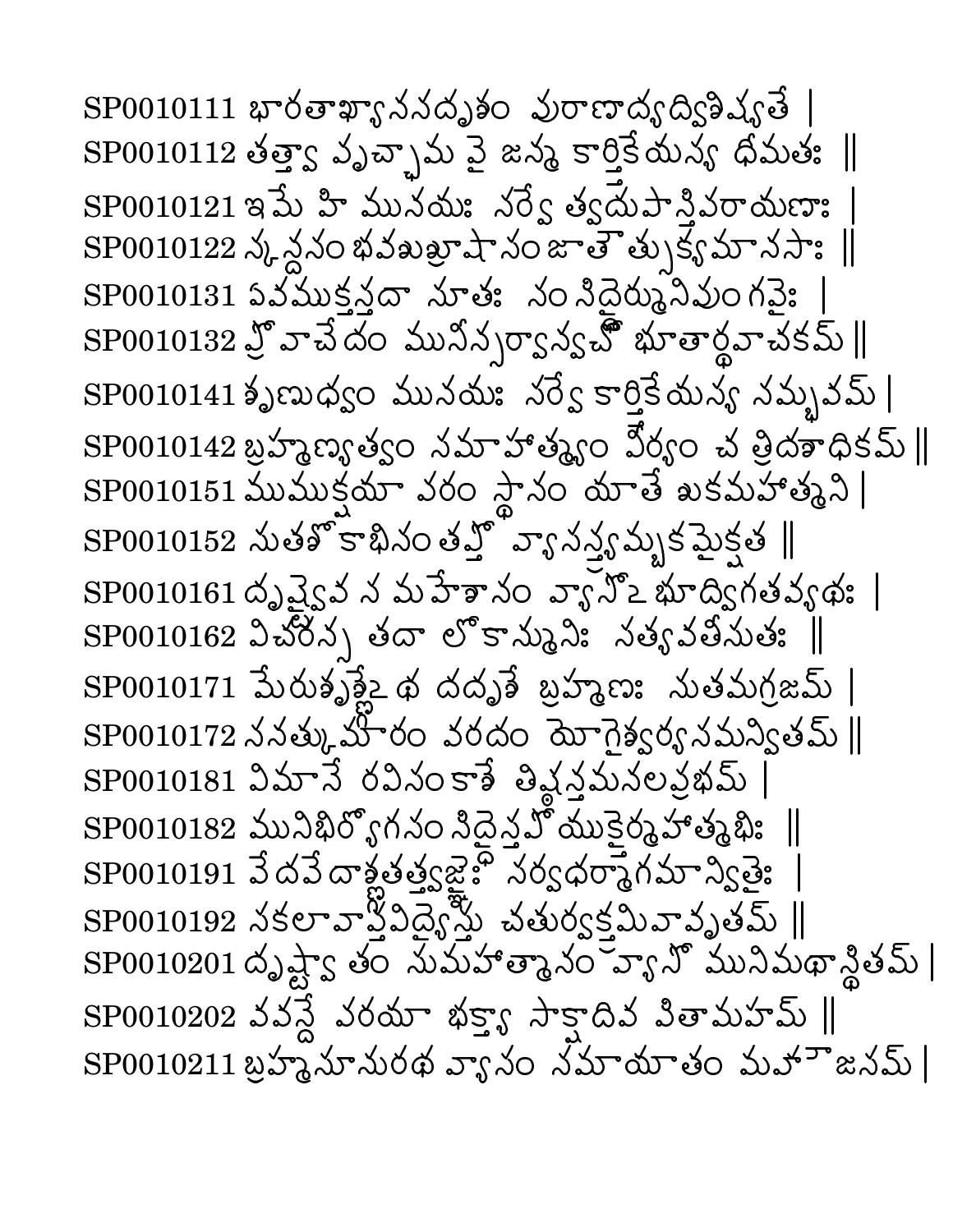SP0010111 భారతాఖ్యానసదృశం పురాణాద్యద్విశిష్యతే |
SP0010112 తత్త్వా వృచ్ఛామ వై జన్మ కార్త్తికేయస్య ధీమతః ||
SP0010121 ఇమే హి మునయః సర్వే త్వదుపాస్తిపరాయణాః |
SP0010122 స్కన్దసంభవశుశ్రూషా సంజాతౌత్సుక్యమానసాః ||
SP0010131 ఏవముక్తస్తదా సూతః సంసిద్ధైర్మునిపుంగవైః |
SP0010132 ప్రోవాచేదం మునీన్సర్వాన్వచో భూతార్థవాచకమ్ ||
SP0010141 శృణుధ్వం మునయః సర్వే కార్త్తికేయస్య సమ్భవమ్ |
SP0010142 బ్రహ్మణ్యత్వం సమాహాత్మ్యం వీర్యం చ త్రిదశాధికమ్ ||
SP0010151 ముముక్షయా వరం స్థానం యాతే శుకమహాత్మని |
SP0010152 సుతశోకాభిసంతప్తో వ్యాసస్త్యమ్బకమైక్షత ||
SP0010161 దృష్ట్వైవ స మహేశానం వ్యాసోఽభూద్విగతవ్యథః |
SP0010162 విచరన్స తదా లోకాన్మునిః సత్యవతీసుతః ||
SP0010171 మేరుశృఙ్గేఽథ దదృశే బ్రహ్మణః సుతమగ్రజమ్ |
SP0010172 సనత్కుమారం వరదం యోగైశ్వర్యసమన్వితమ్ ||
SP0010181 విమానే రవిసంకాశే తిష్ఠన్తమనలప్రభమ్ |
SP0010182 మునిభిర్యోగసంసిద్ధైస్తపోయుక్తైర్మహాత్మభిః ||
SP0010191 వేదవేదాఙ్గతత్త్వజ్ఞైః సర్వధర్మాగమాన్వితైః |
SP0010192 సకలావాప్తవిద్యైస్తు చతుర్వక్త్రమివావృతమ్ ||
SP0010201 దృష్ట్వా తం సుమహాత్మానం వ్యాసో మునిమథాస్థితమ్ |
SP0010202 వవన్దే వరయా భక్త్యా సాక్షాదివ పితామహమ్ ||
SP0010211 బ్రహ్మసూనురథ వ్యాసం సమాయాతం మహౌజసమ్ |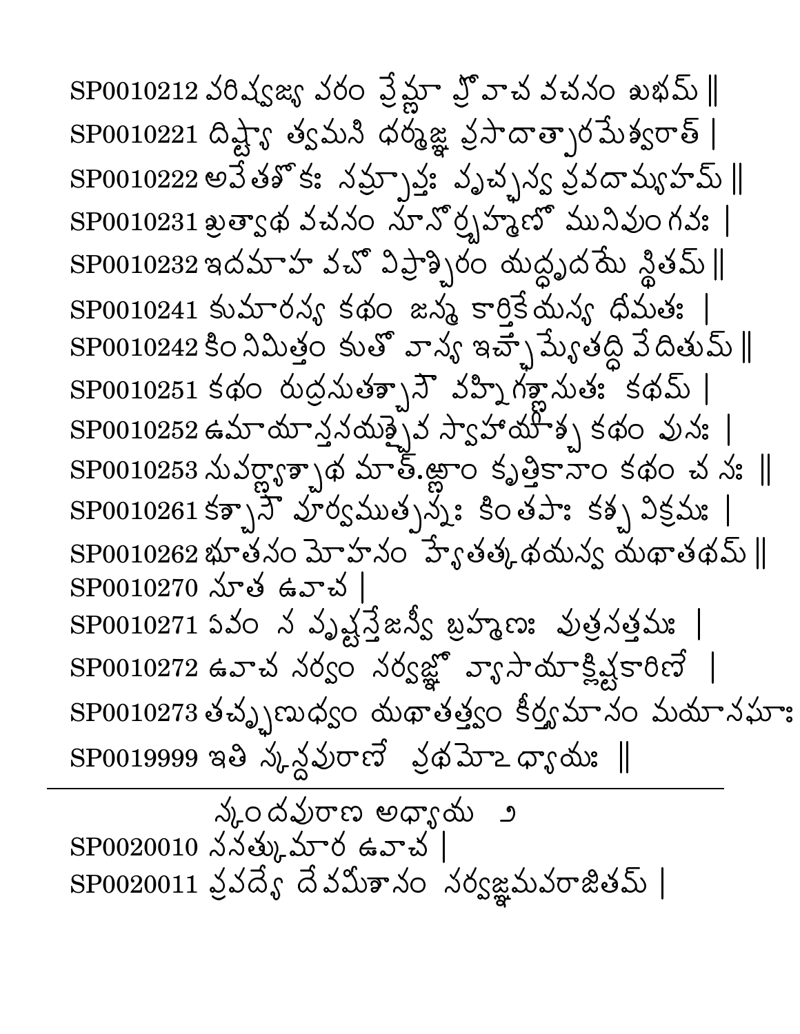SP0010212 పరిష్వజ్య వరం ప్రేమ్ణా ప్రోవాచ వచనం శుభమ్ ||
SP0010221 దిష్ట్యా త్వమసి ధర్మజ్ఞ ప్రసాదాత్పారమేశ్వరాత్ |
SP0010222 అపేతశోకః సమ్ప్రాప్తః పృచ్ఛస్వ ప్రవదామ్యహమ్ ||
SP0010231 శ్రుత్వాథ వచనం సూనోర్బ్రహ్మణో మునిపుంగవః |
SP0010232 ఇదమాహ వచో విప్రాశ్చిరం యద్ధృదయే స్థితమ్ ||
SP0010241 కుమారస్య కథం జన్మ కార్తికేయస్య ధీమతః |
SP0010242 కిం నిమిత్తం కుతో వాస్య ఇచ్ఛామ్యేతద్ధి వేదితుమ్ ||
SP0010251 కథం రుద్రసుతశ్చాసౌ వహ్నిగఙ్గాసుతః కథమ్ |
SP0010252 ఉమాయాస్తనయశ్చైవ స్వాహాయాశ్చ కథం పునః |
SP0010253 సువర్ణ్యాశ్చాథ మాత్.ణాం కృత్తికానాం కథం చ సః ||
SP0010261 కశ్చాసౌ పూర్వముత్పన్నః కింతపాః కశ్చ విక్రమః |
SP0010262 భూతసం మోహనం హ్యేతత్కథయస్వ యథాతథమ్ ||
SP0010270 సూత ఉవాచ |
SP0010271 ఏవం స పృష్టస్తేజస్వీ బ్రహ్మణః పుత్రసత్తమః |
SP0010272 ఉవాచ సర్వం సర్వజ్ఞో వ్యాసాయాక్లిష్టకారిణే |
SP0010273 తచ్ఛృణుధ్వం యథాతత్త్వం కీర్త్యమానం మయానఘాః
SP0019999 ఇతి స్కన్దపురాణే ప్రథమోఽధ్యాయః ||

---

స్కందపురాణ అధ్యాయ ౨

SP0020010 సనత్కుమార ఉవాచ |
SP0020011 ప్రవద్యే దేవమీశానం సర్వజ్ఞమపరాజితమ్ |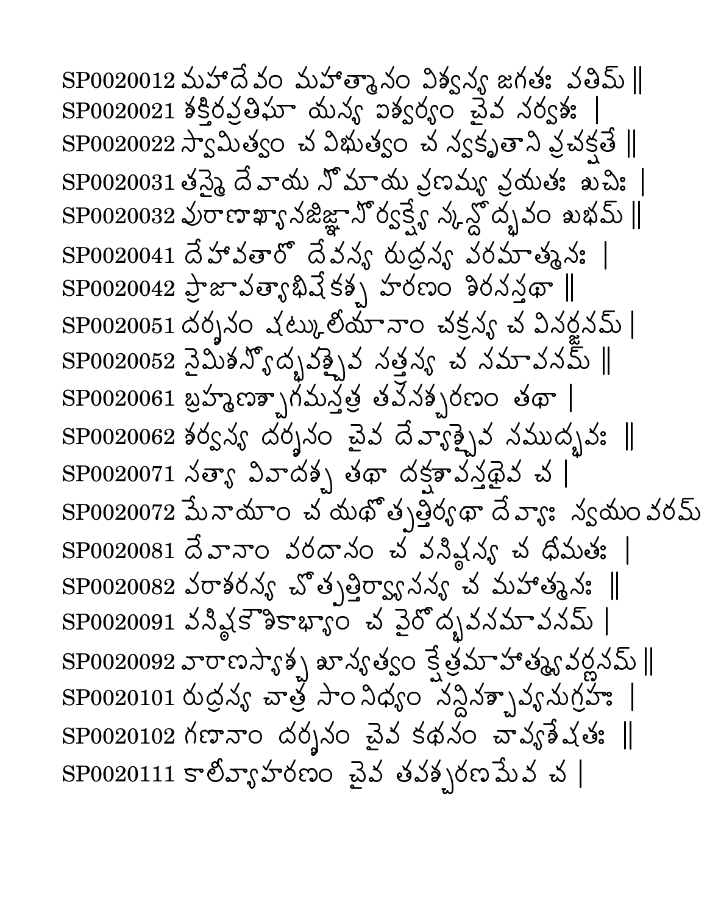SP0020012 మహాదేవం మహాత్మానం విశ్వస్య జగతః పతిమ్ ||
SP0020021 శక్తిరప్రతిఘా యస్య ఐశ్వర్యం చైవ సర్వశః |
SP0020022 స్వామిత్వం చ విభుత్వం చ స్వకృతాని ప్రచక్షతే ||
SP0020031 తస్మై దేవాయ సోమాయ ప్రణమ్య ప్రయతః శుచిః |
SP0020032 పురాణాఖ్యానజిజ్ఞాసోర్వక్ష్యే స్కన్దోద్భవం శుభమ్ ||
SP0020041 దేహావతారో దేవస్య రుద్రస్య పరమాత్మనః |
SP0020042 ప్రాజాపత్యాభిషేకశ్చ హరణం శిరసస్తథా ||
SP0020051 దర్శనం షట్కులీయానాం చక్రస్య చ విసర్జనమ్ |
SP0020052 నైమిశస్యోద్భవశ్చైవ సత్త్రస్య చ సమాపనమ్ ||
SP0020061 బ్రహ్మణశ్చాగమస్తత్ర తపసశ్చరణం తథా |
SP0020062 శర్వస్య దర్శనం చైవ దేవ్యాశ్చైవ సముద్భవః ||
SP0020071 సత్యా వివాదశ్చ తథా దక్షశాపస్తథైవ చ |
SP0020072 మేనాయాం చ యథోత్పత్తిర్యథా దేవ్యాః స్వయంవరమ్
SP0020081 దేవానాం వరదానం చ వసిష్ఠస్య చ ధీమతః |
SP0020082 పరాశరస్య చోత్పత్తిర్వ్యాసస్య చ మహాత్మనః ||
SP0020091 వసిష్ఠకౌశికాభ్యాం చ వైరోద్భవసమాపనమ్ |
SP0020092 వారాణస్యాశ్చ శూన్యత్వం క్షేత్రమాహాత్మ్యవర్ణనమ్ ||
SP0020101 రుద్రస్య చాత్ర సాంనిధ్యం నన్దినశ్చాప్యనుగ్రహః |
SP0020102 గణానాం దర్శనం చైవ కథనం చాప్యశేషతః ||
SP0020111 కాలీవ్యాహరణం చైవ తపశ్చరణమేవ చ |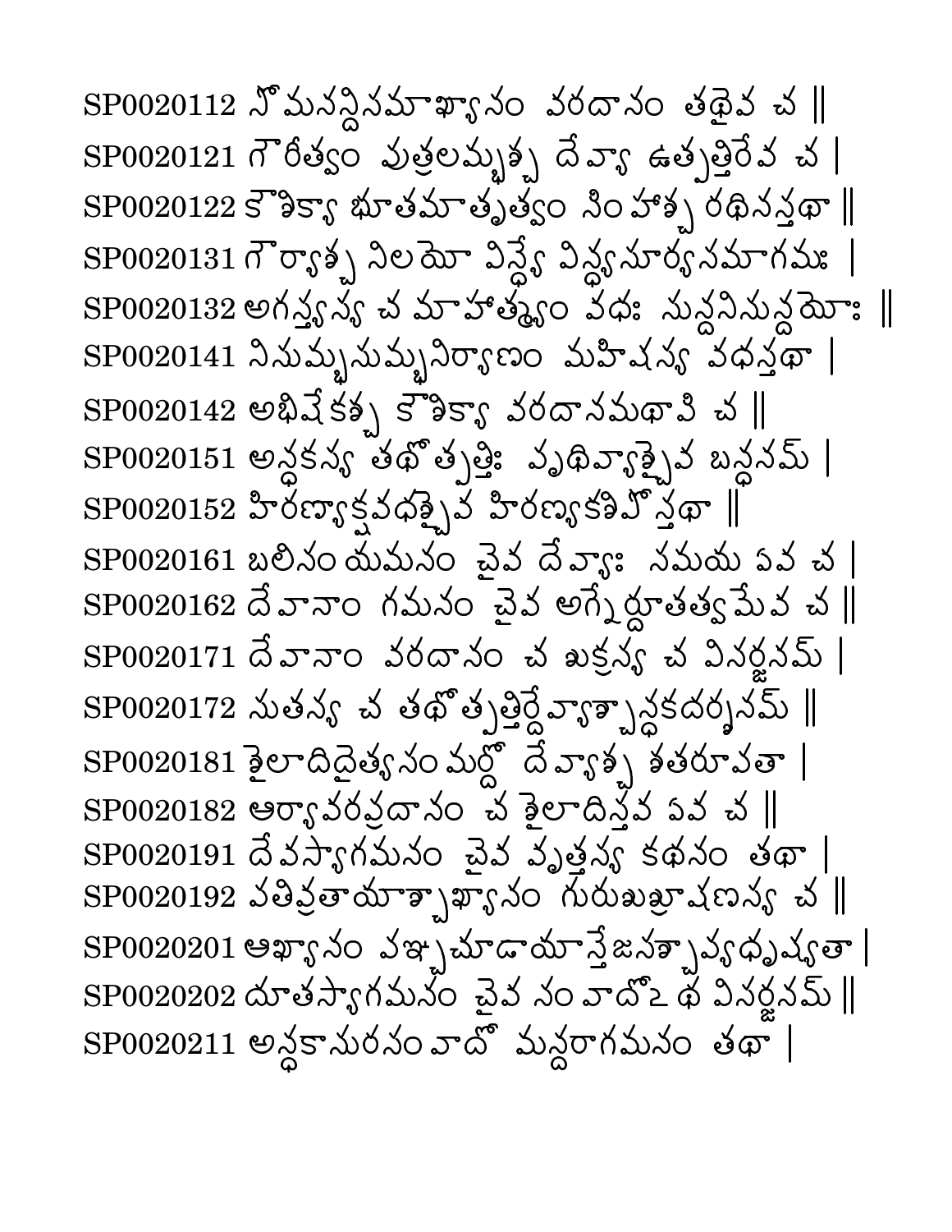SP0020112 సోమనన్దినమాఖ్యానం వరదానం తథైవ చ ||
SP0020121 గౌరీత్వం పుత్రలమ్భశ్చ దేవ్యా ఉత్పత్తిరేవ చ |
SP0020122 కౌశిక్యా భూతమాతృత్వం సింహశ్చ రథినస్తథా ||
SP0020131 గౌర్యాశ్చ నిలయో విన్ధ్యే విన్ధ్యసూర్యసమాగమః |
SP0020132 అగస్త్యస్య చ మాహాత్మ్యం వధః సున్దనిసున్దయోః ||
SP0020141 నిసుమ్భసుమ్భనిర్యాణం మహిషస్య వధస్తథా |
SP0020142 అభిషేకశ్చ కౌశిక్యా వరదానమథాపి చ ||
SP0020151 అన్ధకస్య తథోత్పత్తిః పృథివ్యాశ్చైవ బన్ధనమ్ |
SP0020152 హిరణ్యాక్షవధశ్చైవ హిరణ్యకశిపోస్తథా ||
SP0020161 బలిసంయమనం చైవ దేవ్యాః సమయ ఏవ చ |
SP0020162 దేవానాం గమనం చైవ అగ్నేర్దూతత్వమేవ చ ||
SP0020171 దేవానాం వరదానం చ శుక్రస్య చ విసర్జనమ్ |
SP0020172 సుతస్య చ తథోత్పత్తిర్దేవ్యాశ్చాన్ధకదర్శనమ్ ||
SP0020181 శైలాదిదైత్యసంమర్దో దేవ్యాశ్చ శతరూపతా |
SP0020182 ఆర్యావరప్రదానం చ శైలాదిస్తవ ఏవ చ ||
SP0020191 దేవస్యాగమనం చైవ వృత్తస్య కథనం తథా |
SP0020192 పతివ్రతాయాశ్చాఖ్యానం గురుశుశ్రూషణస్య చ ||
SP0020201 ఆఖ్యానం పఞ్చచూడాయాస్తేజసశ్చాప్యధృష్యతా |
SP0020202 దూతస్యాగమనం చైవ సంవాదోऽథ విసర్జనమ్ ||
SP0020211 అన్ధకాసురసంవాదో మన్దరాగమనం తథా |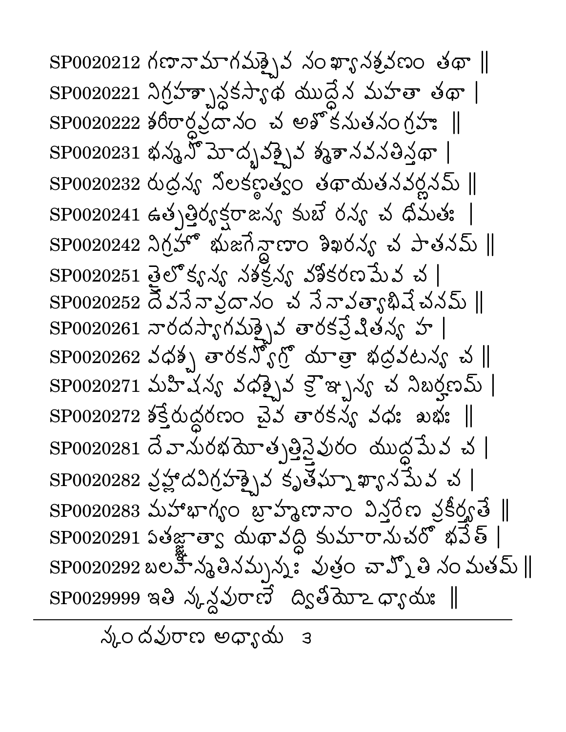SP0020212 గణానామాగమశ్చైవ సంఖ్యానశ్రవణం తథా ॥

SP0020221 నిగ్రహశ్చాన్ధకస్యాథ యుద్ధేన మహతా తథా ।

SP0020222 శరీరార్ధప్రదానం చ అశోకసుతసంగ్రహః ॥

SP0020231 భస్మనో మోద్భవశ్చైవ శ్మశానవనతిస్తథా ।

SP0020232 రుద్రస్య నీలకణ్ఠత్వం తథాయతనవర్ణనమ్ ॥

SP0020241 ఉత్పత్తిర్యక్షరాజస్య కుబేరస్య చ ధీమతః ।

SP0020242 నిగ్రహో భుజగేన్ద్రాణాం శిఖరస్య చ పాతనమ్ ॥

SP0020251 త్రైలోక్యస్య సశక్రస్య వశీకరణమేవ చ ।

SP0020252 దేవసేనాప్రదానం చ సేనాపత్యాభిషేచనమ్ ॥

SP0020261 నారదస్యాగమశ్చైవ తారకప్రేషితస్య హ ।

SP0020262 వధశ్చ తారకస్యోగ్రో యాత్రా భద్రవటస్య చ ॥

SP0020271 మహిషస్య వధశ్చైవ క్రౌఞ్చస్య చ నిబర్హణమ్ ।

SP0020272 శక్తేరుద్ధరణం చైవ తారకస్య వధః శుభః ॥

SP0020281 దేవాసురభయోత్పత్తిస్త్రైపురం యుద్ధమేవ చ ।

SP0020282 ప్రహ్లాదవిగ్రహశ్చైవ కృతఘ్నాఖ్యానమేవ చ ।

SP0020283 మహాభాగ్యం బ్రాహ్మణానాం విస్తరేణ ప్రకీర్త్యతే ॥

SP0020291 ఏతజ్జాత్వా యథావద్ధి కుమారానుచరో భవేత్ ।

SP0020292 బలహాన్మతిసమ్పన్నః పుత్రం చాప్నోతి సంమతమ్ ॥

SP0029999 ఇతి స్కన్దపురాణే ద్వితీయోఽధ్యాయః ॥

---

స్కందపురాణ అధ్యాయ ३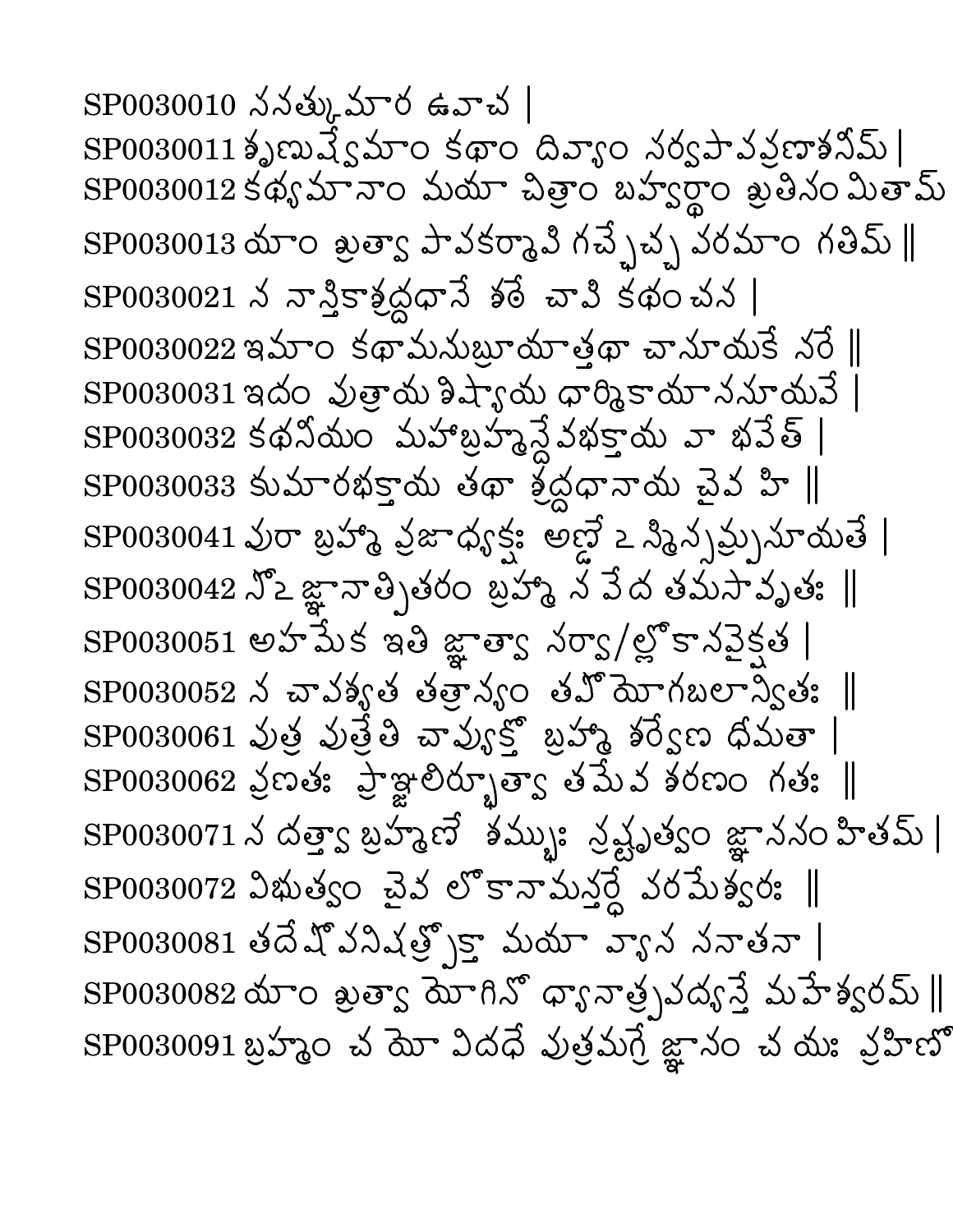SP0030010 సనత్కుమార ఉవాచ |

SP0030011 శృణుష్వేమాం కథాం దివ్యాం సర్వపాపప్రణాశనీమ్ |

SP0030012 కథ్యమానాం మయా చిత్రాం బహ్వర్థాం శ్రుతిసంమితామ్

SP0030013 యాం శ్రుత్వా పాపకర్మాపి గచ్ఛేచ్చ పరమాం గతిమ్ ||

SP0030021 న నాస్తికాశ్రద్దధానే శఠే చాపి కథంచన |

SP0030022 ఇమాం కథామనుబ్రూయాత్తథా చానూయకే నరే ||

SP0030031 ఇదం పుత్రాయ శిష్యాయ ధార్మికాయానసూయవే |

SP0030032 కథనీయం మహాబ్రహ్మన్దేవభక్తాయ వా భవేత్ |

SP0030033 కుమారభక్తాయ తథా శ్రద్దధానాయ చైవ హి ||

SP0030041 పురా బ్రహ్మా ప్రజాధ్యక్షః అణ్డే ऽస్మిన్సమ్ప్రసూయతే |

SP0030042 సో ऽజ్ఞానాత్పితరం బ్రహ్మా న వేద తమసావృతః ||

SP0030051 అహమేక ఇతి జ్ఞాత్వా సర్వా/ల్లోకానవైక్షత |

SP0030052 న చాపశ్యత తత్రాన్యం తపోయోగబలాన్వితః ||

SP0030061 పుత్ర పుత్రేతి చావ్యుక్తో బ్రహ్మా శర్వేణ ధీమతా |

SP0030062 ప్రణతః ప్రాఞ్జలిర్భూత్వా తమేవ శరణం గతః ||

SP0030071 స దత్త్వా బ్రహ్మణే శమ్భుః స్రష్టృత్వం జ్ఞానసంహితమ్ |

SP0030072 విభుత్వం చైవ లోకానామన్తర్దే పరమేశ్వరః ||

SP0030081 తదేషోపనిషత్ప్రోక్తా మయా వ్యాస సనాతనా |

SP0030082 యాం శ్రుత్వా యోగినో ధ్యానాత్ప్రపద్యన్తే మహేశ్వరమ్ ||

SP0030091 బ్రహ్మాం చ యో విదధే పుత్రమగ్రే జ్ఞానం చ యః ప్రహిణో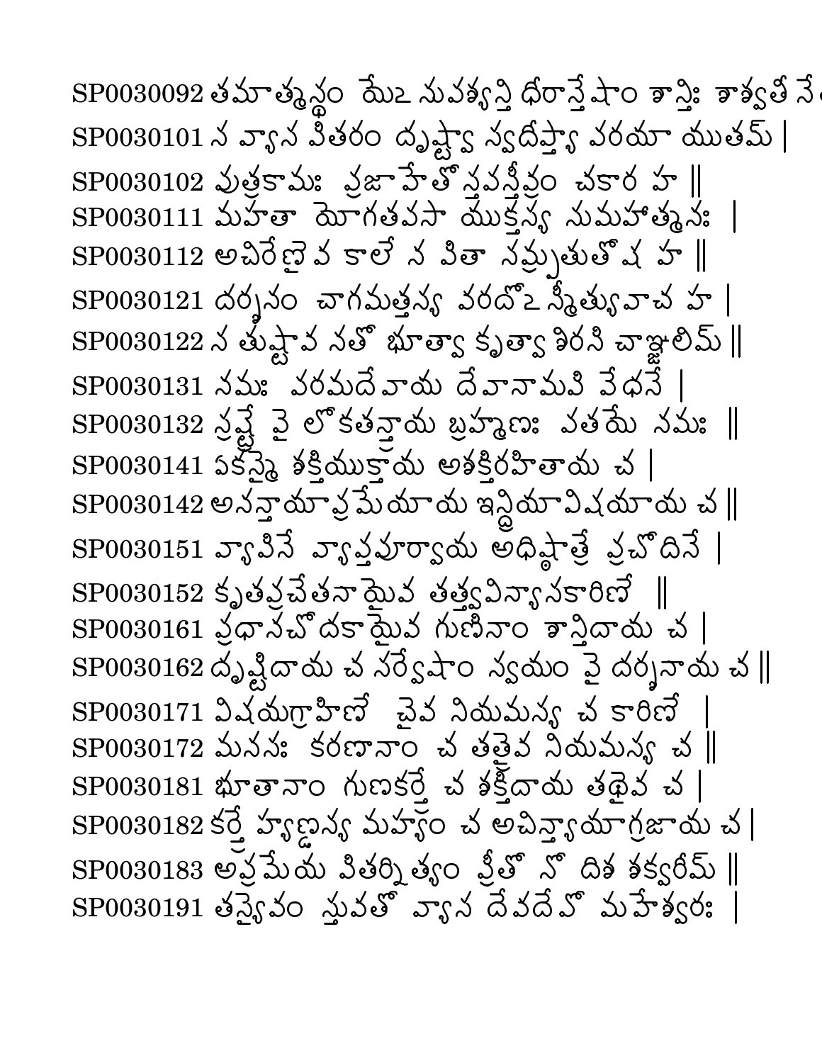SP0030092 తమాత్మస్థం యేஉనుపశ్యన్తి ధీరాస్తేషాం శాన్తిః శాశ్వతీ నే

SP0030101 స వ్యాస పితరం దృష్ట్వా స్వదీప్త్యా పరయా యుతమ్ |

SP0030102 పుత్రకామః ప్రజాహేతోస్తపస్తీవ్రం చకార హ ||

SP0030111 మహతా యోగతపసా యుక్తస్య సుమహాత్మనః |

SP0030112 అచిరేణైవ కాలేన పితా సమ్ప్రతుతోష హ ||

SP0030121 దర్శనం చాగమత్తస్య వరదోஉస్మీత్యువాచ హ |

SP0030122 స తుష్టావ నతో భూత్వా కృత్వా శిరసి చాఞ్జలిమ్ ||

SP0030131 నమః పరమదేవాయ దేవానామపి వేధసే |

SP0030132 స్రష్ట్రే వై లోకతన్త్రాయ బ్రహ్మణః పతయే నమః ||

SP0030141 ఏకస్మై శక్తియుక్తాయ అశక్తిరహితాయ చ |

SP0030142 అనన్తాయాప్రమేయాయ ఇన్ద్రియావిషయాయ చ ||

SP0030151 వ్యాపినే వ్యాప్తపూర్వాయ అధిష్ఠాత్రే ప్రచోదినే |

SP0030152 కృతప్రచేతనాయైవ తత్త్వవిన్యాసకారిణే ||

SP0030161 ప్రధానచోదకాయైవ గుణినాం శాన్తిదాయ చ |

SP0030162 దృష్టిదాయ చ సర్వేషాం స్వయం వై దర్శనాయ చ ||

SP0030171 విషయగ్రాహిణే చైవ నియమస్య చ కారిణే |

SP0030172 మనసః కరణానాం చ తథైవ నియమస్య చ ||

SP0030181 భూతానాం గుణకర్త్రే చ శక్తిదాయ తథైవ చ |

SP0030182 కర్త్రే హ్యణ్డస్య మహ్యం చ అచిన్త్యాయాగ్రజాయ చ |

SP0030183 అప్రమేయ పితర్నిత్యం ప్రీతో నో దిశ శర్వరీమ్ ||

SP0030191 తస్యైవం స్తువతో వ్యాస దేవదేవో మహేశ్వరః |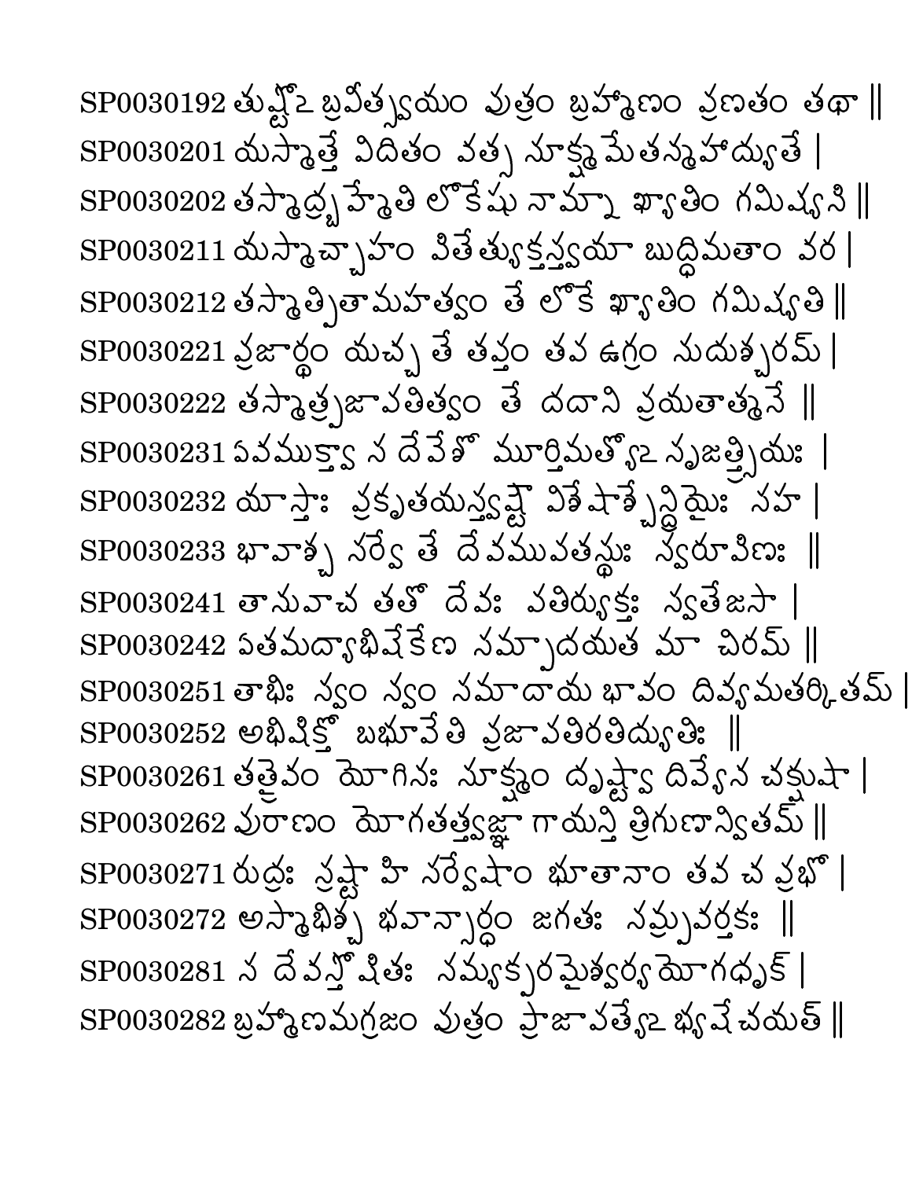SP0030192 తుష్టోఽ బ్రవీత్స్వయం పుత్రం బ్రహ్మాణం ప్రణతం తథా ||
SP0030201 యస్మాత్తే విదితం వత్స సూక్ష్మమేతన్మహాద్యుతే |
SP0030202 తస్మాద్బ్రహ్మేతి లోకేషు నామ్నా ఖ్యాతిం గమిష్యసి ||
SP0030211 యస్మాచ్చాహం పితేత్యుక్తస్త్వయా బుద్ధిమతాం వర |
SP0030212 తస్మాత్పితామహత్వం తే లోకే ఖ్యాతిం గమిష్యతి ||
SP0030221 ప్రజార్థం యచ్చ తే తప్తం తప ఉగ్రం సుదుశ్చరమ్ |
SP0030222 తస్మాత్ప్రజాపతిత్వం తే దదామి ప్రయతాత్మనే ||
SP0030231 ఏవముక్త్వా స దేవేశో మూర్తిమత్యోఽ సృజత్స్త్రియః |
SP0030232 యాస్తాః ప్రకృతయస్త్వష్టౌ విశేషాశ్చేన్ద్రియైః సహ |
SP0030233 భావాశ్చ సర్వే తే దేవముపతస్థుః స్వరూపిణః ||
SP0030241 తానువాచ తతో దేవః పతిర్వ్యక్తః స్వతేజసా |
SP0030242 ఏతమద్యాభిషేకేణ సమ్పాదయత మా చిరమ్ ||
SP0030251 తాభిః స్వం స్వం సమాదాయ భావం దివ్యమతర్కితమ్ |
SP0030252 అభిషిక్తో బభూవేతి ప్రజాపతిరతిద్యుతిః ||
SP0030261 తత్రైవం యోగినః సూక్ష్మం దృష్ట్వా దివ్యేన చక్షుషా |
SP0030262 పురాణం యోగతత్త్వజ్ఞా గాయన్తి త్రిగుణాన్వితమ్ ||
SP0030271 రుద్రః స్రష్టా హి సర్వేషాం భూతానాం తవ చ ప్రభో |
SP0030272 అస్మాభిశ్చ భవాన్సార్ధం జగతః సమ్ప్రవర్తకః ||
SP0030281 స దేవస్తోషితః సమ్యక్పరమైశ్వర్యయోగధృక్ |
SP0030282 బ్రహ్మాణమగ్రజం పుత్రం ప్రాజాపత్యేఽ భ్యషేచయత్ ||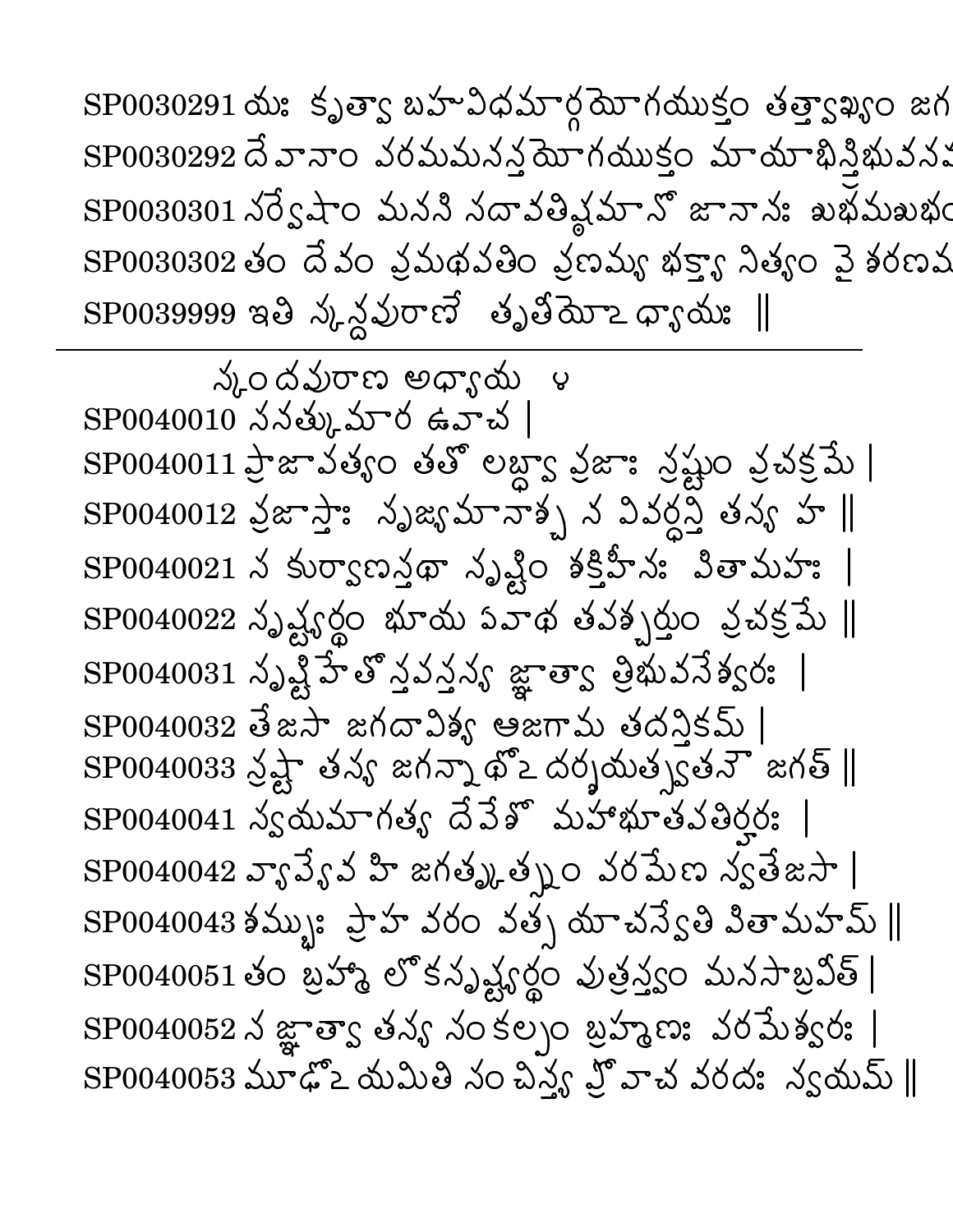SP0030291 యః కృత్వా బహువిధమార్గయోగయుక్తం తత్త్వాఖ్యం జగ

SP0030292 దేవానాం వరమమనన్తయోగయుక్తం మాయాభిస్త్రిభువనవ

SP0030301 సర్వేషాం మనసి సదావతిష్ఠమానో జానానః శుభమశుభం

SP0030302 తం దేవం ప్రమథపతిం ప్రణమ్య భక్త్యా నిత్యం వై శరణమ

SP0039999 ఇతి స్కన్దపురాణే తృతీయోఽధ్యాయః ॥

---

స్కందపురాణ అధ్యాయ ౪

SP0040010 సనత్కుమార ఉవాచ ।

SP0040011 ప్రాజాపత్యం తతో లబ్ధ్వా ప్రజాః స్రష్టుం ప్రచక్రమే ।

SP0040012 ప్రజాస్తాః సృజ్యమానాశ్చ న వివర్ధన్తి తస్య హ ॥

SP0040021 స కుర్వాణస్తథా సృష్టిం శక్తిహీనః పితామహః ।

SP0040022 సృష్ట్యర్థం భూయ ఏవాథ తపశ్చర్తుం ప్రచక్రమే ॥

SP0040031 సృష్టిహేతోస్తపస్తస్య జ్ఞాత్వా త్రిభువనేశ్వరః ।

SP0040032 తేజసా జగదావిశ్య ఆజగామ తదన్తికమ్ ।

SP0040033 స్రష్టా తస్య జగన్నాథోఽదర్శయత్స్వతనౌ జగత్ ॥

SP0040041 స్వయమాగత్య దేవేశో మహాభూతపతిర్హరః ।

SP0040042 వ్యాప్యైవ హి జగత్కృత్స్నం వరమేణ స్వతేజసా ।

SP0040043 శమ్భుః ప్రాహ వరం వత్స యాచస్వేతి పితామహమ్ ॥

SP0040051 తం బ్రహ్మా లోకసృష్ట్యర్థం పుత్రస్త్వం మనసాబ్రవీత్ ।

SP0040052 స జ్ఞాత్వా తస్య సంకల్పం బ్రహ్మణః వరమేశ్వరః ।

SP0040053 మూఢోఽయమితి సంచిన్త్య ప్రోవాచ వరదః స్వయమ్ ॥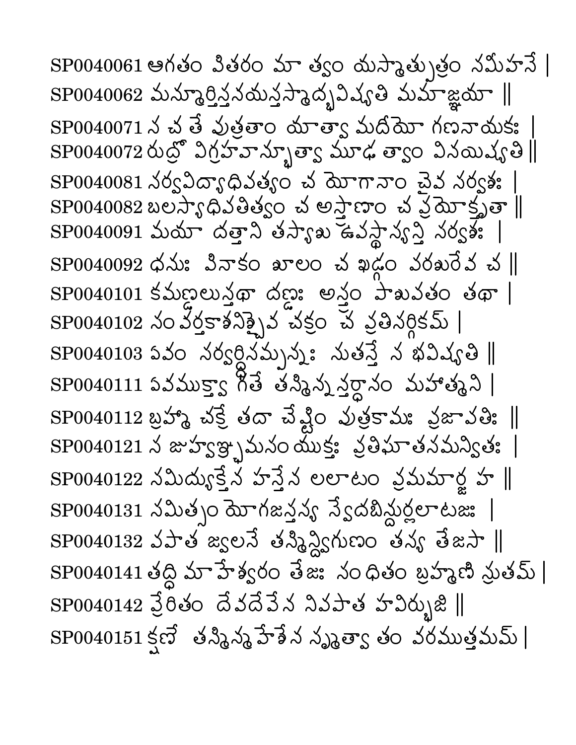SP0040061 ఆగతం పితరం మా త్వం యస్మాత్పుత్రం నమీహసే |
SP0040062 మన్మూర్తిస్తనయస్తస్మాద్భవిష్యతి మమాజ్ఞయా ||
SP0040071 న చ తే పుత్రతాం యాత్వా మదీయో గణనాయకః |
SP0040072 రుద్రో విగ్రహవాన్భూత్వా మూఢ త్వాం వినయిష్యతి ||
SP0040081 సర్వవిద్యాధిపత్యం చ యోగానాం చైవ సర్వశః |
SP0040082 బలస్యాధిపతిత్వం చ అస్త్రాణాం చ ప్రయోక్తృతా ||
SP0040091 మయా దత్తాని తస్యాశు ఉపస్థాన్యస్తి సర్వశః |
SP0040092 ధనుః పినాకం శూలం చ ఖడ్గం పరశురేవ చ ||
SP0040101 కమణ్డలుస్తథా దణ్డః అస్త్రం పాశుపతం తథా |
SP0040102 సంవర్తకాశనిశ్చైవ చక్రం చ ప్రతిసర్గికమ్ |
SP0040103 ఏవం సర్వర్ధిసమ్పన్నః సుతస్తే స భవిష్యతి ||
SP0040111 ఏవముక్త్వా గితే తస్మిన్నన్తర్ధానం మహాత్మని |
SP0040112 బ్రహ్మా చక్రే తదా చేష్టిం పుత్రకామః ప్రజాపతిః ||
SP0040121 స జుహ్వఞ్ఛమనంయుక్తః ప్రతిఘాతసమన్వితః |
SP0040122 సమిద్వ్యక్తేన హస్తేన లలాటం ప్రమమార్జ హ ||
SP0040131 సమిత్సం యోగజస్తస్య స్వేదబిన్దుర్లలాటజః |
SP0040132 పపాత జ్వలనే తస్మిన్ద్విగుణం తస్య తేజసా ||
SP0040141 తద్ధి మాహేశ్వరం తేజః సంధితం బ్రహ్మణి స్రుతమ్ |
SP0040142 ప్రేరితం దేవదేవేన నిపపాత హవిర్భుజి ||
SP0040151 క్షణే తస్మిన్మహేశేన సృష్ట్వా తం వరముత్తమమ్ |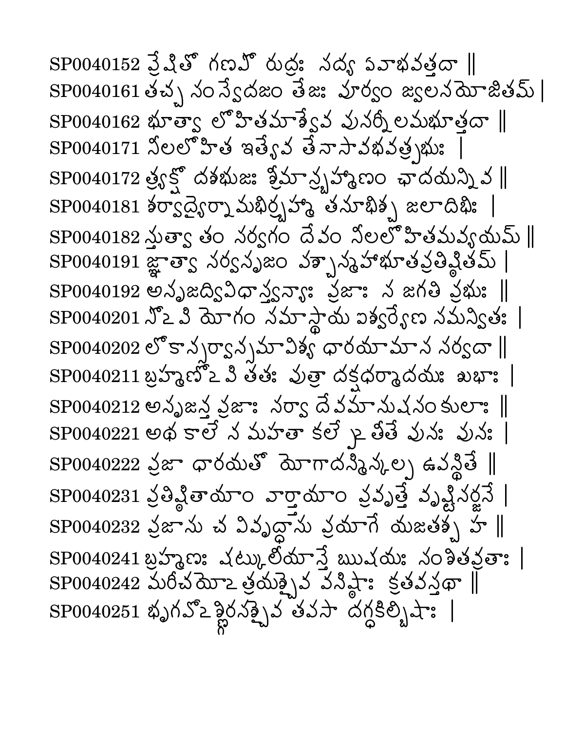SP0040152 ప్రేషితో గణపో రుద్రః సద్య ఏవాభవత్తదా ||
SP0040161 తచ్చ సంస్వేదజం తేజః పూర్వం జ్వలనయోజితమ్ |
SP0040162 భూత్వా లోహితమాశ్వేవ పునర్నీలమభూత్తదా ||
SP0040171 నీలలోహిత ఇత్యేవ తేనాసావభవత్ప్రభుః |
SP0040172 త్ర్యక్షో దశభుజః శ్రీమాన్బ్రహ్మాణం ఛాదయన్నివ ||
SP0040181 శర్వాద్యైర్నామభిర్బ్రహ్మా తనూభిశ్చ జలాదిభిః |
SP0040182 స్తుత్వా తం సర్వగం దేవం నీలలోహితమవ్యయమ్ ||
SP0040191 జ్ఞాత్వా సర్వసృజం పశ్చాన్మహాభూతప్రతిష్ఠితమ్ |
SP0040192 అసృజద్వివిధాన్స్వన్యాః ప్రజాః స జగతి ప్రభుః ||
SP0040201 సోఽపి యోగం సమాస్థాయ ఐశ్వర్యేణ సమన్వితః |
SP0040202 లోకాన్సర్వాన్సమావిశ్య ధారయామాస సర్వదా ||
SP0040211 బ్రహ్మణోఽపి తతః పుత్రా దక్షధర్మాదయః శుభాః |
SP0040212 అసృజన్త ప్రజాః సర్వా దేవమానుషసంకులాః ||
SP0040221 అథ కాలేన మహతా కల్పేఽతీతే పునః పునః |
SP0040222 ప్రజా ధారయతో యోగాదస్మిన్కల్ప ఉపస్థితే ||
SP0040231 ప్రతిష్ఠితాయాం వార్తాయాం ప్రవృత్తే వృష్టిసర్జనే |
SP0040232 ప్రజాసు చ వివృద్ధాసు ప్రయాగే యజతశ్చ హ ||
SP0040241 బ్రహ్మణః షట్కులీయాస్తే ఋషయః సంశితవ్రతాః |
SP0040242 మరీచయోఽత్రయశ్చైవ వసిష్ఠాః క్రతవస్తథా ||
SP0040251 భృగవోఽఙ్గిరసశ్చైవ తపసా దగ్ధకిల్బిషాః |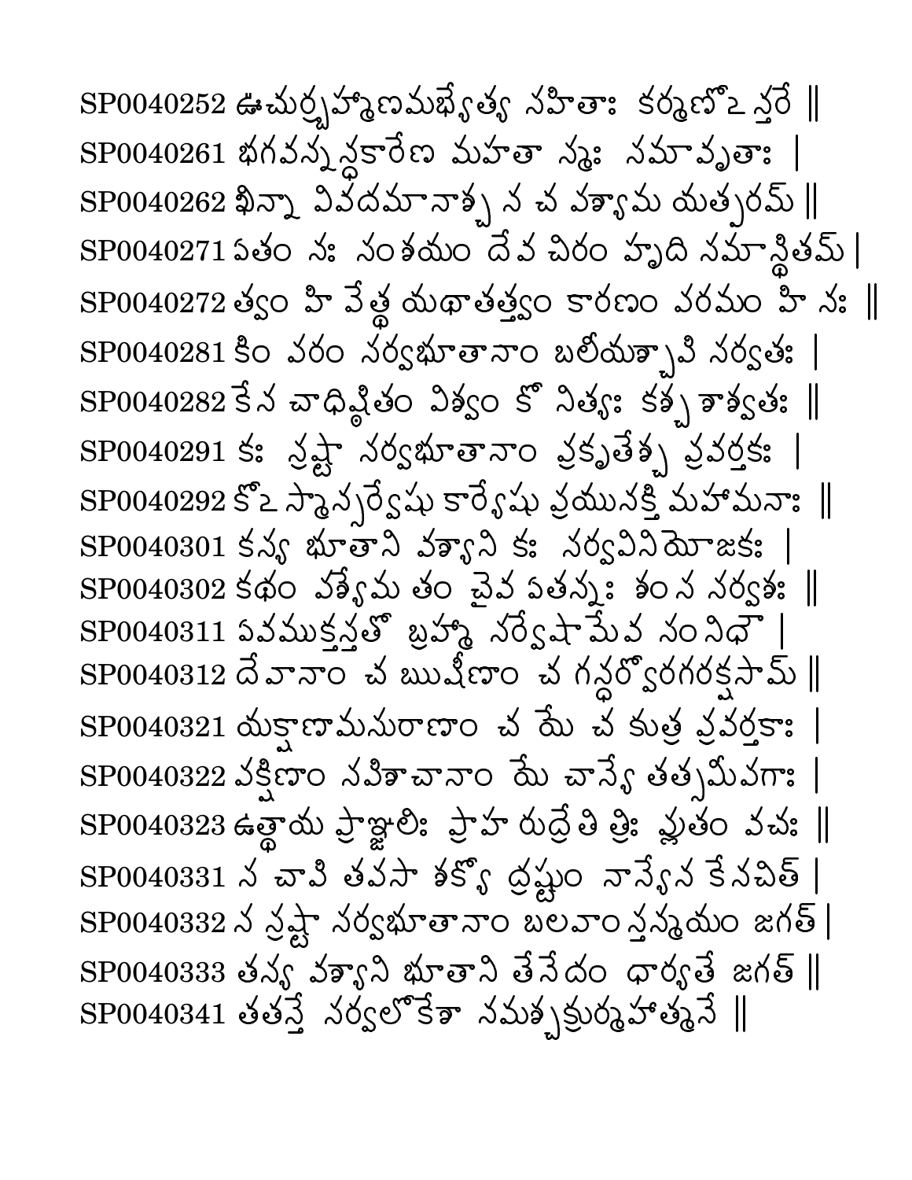SP0040252 ఊచుర్బ్రహ్మాణమభ్యేత్య సహితాః కర్మణోఽన్తరే ||
SP0040261 భగవన్నన్ధకారేణ మహతా స్మః సమావృతాః |
SP0040262 ఖిన్నా వివదమానాశ్చ న చ పశ్యామ యత్పరమ్ ||
SP0040271 ఏతం నః సంశయం దేవ చిరం హృది సమాస్థితమ్ |
SP0040272 త్వం హి వేత్థ యథాతత్త్వం కారణం పరమం హి నః ||
SP0040281 కిం పరం సర్వభూతానాం బలీయశ్చాపి సర్వతః |
SP0040282 కేన చాధిష్ఠితం విశ్వం కో నిత్యః కశ్చ శాశ్వతః ||
SP0040291 కః స్రష్టా సర్వభూతానాం ప్రకృతేశ్చ ప్రవర్తకః |
SP0040292 కోఽస్మాన్సర్వేషు కార్యేషు ప్రయునక్తి మహామనాః ||
SP0040301 కస్య భూతాని వశ్యాని కః సర్వవినియోజకః |
SP0040302 కథం పశ్యేమ తం చైవ ఏతన్నః శంస సర్వశః ||
SP0040311 ఏవముక్తస్తతో బ్రహ్మా సర్వేషామేవ సంనిధౌ |
SP0040312 దేవానాం చ ఋషీణాం చ గన్ధర్వోరగరక్షసామ్ ||
SP0040321 యక్షాణామసురాణాం చ యే చ కుత్ర ప్రవర్తకాః |
SP0040322 పక్షిణాం సపిశాచానాం యే చాన్యే తత్సమీపగాః |
SP0040323 ఉత్థాయ ప్రాఞ్జలిః ప్రాహ రుద్రేతి త్రిః ప్లుతం వచః ||
SP0040331 న చాపి తపసా శక్యో ద్రష్టుం నాన్యేన కేనచిత్ |
SP0040332 న స్రష్టా సర్వభూతానాం బలవాంస్తన్మయం జగత్ |
SP0040333 తస్య వశ్యాని భూతాని తేనేదం ధార్యతే జగత్ ||
SP0040341 తతస్తే సర్వలోకేశా నమశ్చక్రుర్మహాత్మనే ||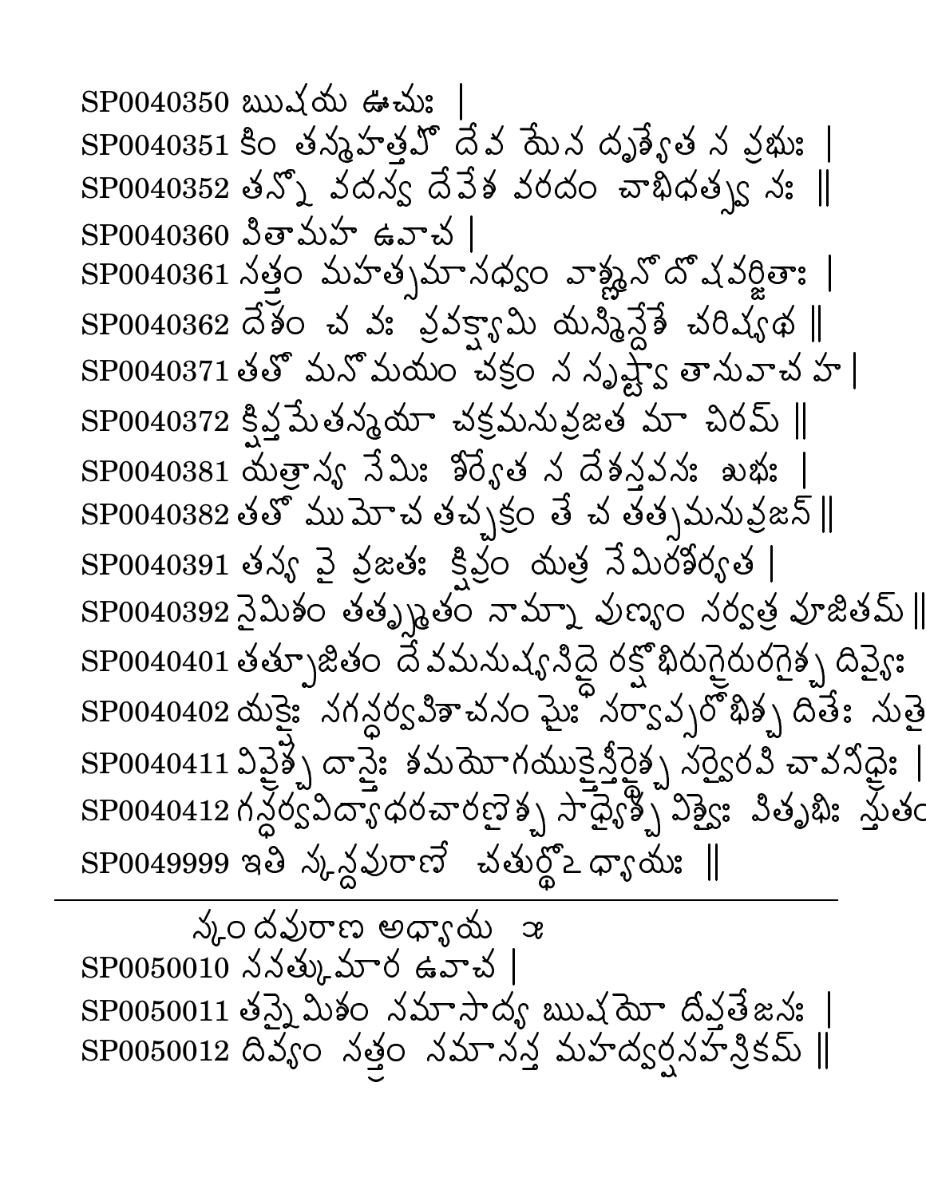SP0040350 ఋషయ ఊచుః |
SP0040351 కిం తన్మహత్తపో దేవ యేన దృశ్యేత స ప్రభుః |
SP0040352 తన్నో వదస్వ దేవేశ వరదం చాభిధత్స్వ నః ||
SP0040360 పితామహ ఉవాచ |
SP0040361 సత్త్రం మహత్సమాసధ్వం వాఙ్మనో దోషవర్జితాః |
SP0040362 దేశం చ వః ప్రవక్ష్యామి యస్మిన్దేశే చరిష్యథ ||
SP0040371 తతో మనోమయం చక్రం స సృష్ట్వా తానువాచ హ |
SP0040372 క్షిప్తమేతన్మయా చక్రమనువ్రజత మా చిరమ్ ||
SP0040381 యత్రాస్య నేమిః శీర్యేత స దేశస్తపసః శుభః |
SP0040382 తతో ముమోచ తచ్చక్రం తే చ తత్సమనువ్రజన్ ||
SP0040391 తస్య వై వ్రజతః క్షిప్రం యత్ర నేమిరశీర్యత |
SP0040392 నైమిశం తత్స్మృతం నామ్నా పుణ్యం సర్వత్ర పూజితమ్ ||
SP0040401 తత్పూజితం దేవమనుష్యసిద్ధై రక్షోభిరుగ్రైరురగైశ్చ దివ్యైః
SP0040402 యక్షైః సగన్ధర్వపిశాచసంఘైః సర్వాప్సరోభిశ్చ దితేః సుతై
SP0040411 విప్రైశ్చ దాన్తైః శమయోగయుక్తైస్త్రీర్థైశ్చ సర్వైరపి చాపసిద్ధైః |
SP0040412 గన్ధర్వవిద్యాధరచారణైశ్చ సాధ్యైశ్చ విశ్వైః పితృభిః స్తుతం
SP0049999 ఇతి స్కన్దపురాణే చతుర్థోఽధ్యాయః ||

---

స్కందపురాణ అధ్యాయ ౫

SP0050010 సనత్కుమార ఉవాచ |
SP0050011 తస్మైమిశం సమాసాద్య ఋషయో దీప్తతేజసః |
SP0050012 దివ్యం సత్త్రం సమాసన్త మహద్వర్షసహస్రికమ్ ||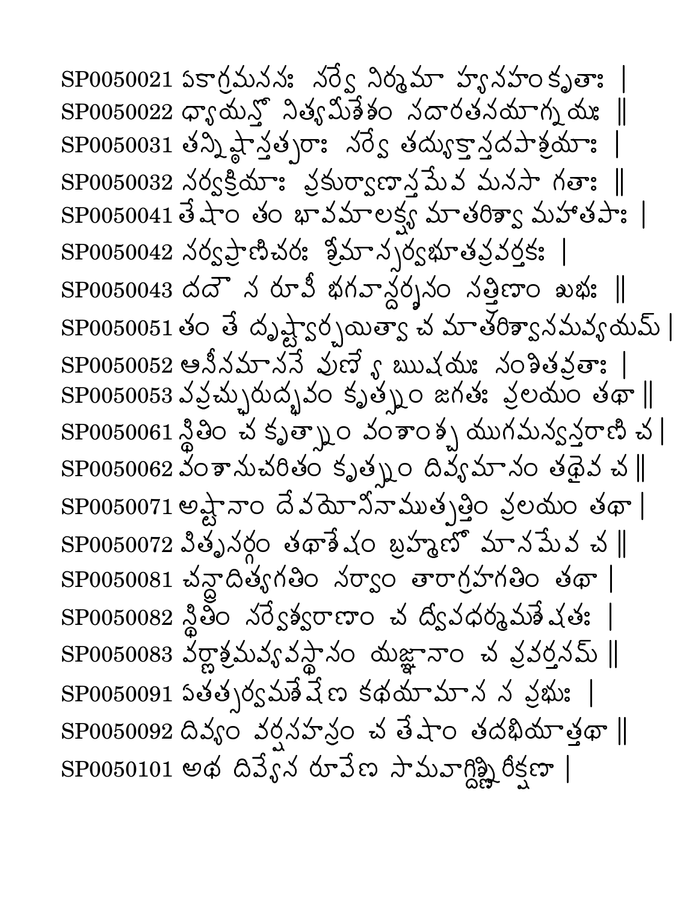SP0050021 ఏకాగ్రమనసః సర్వే నిర్మమా హ్యనహంకృతాః |
SP0050022 ధ్యాయన్తో నిత్యమీశేశం సదారతనయాగ్నయః ||
SP0050031 తన్నిష్ఠాస్తత్పరాః సర్వే తద్యుక్తాస్తదపాశ్రయాః |
SP0050032 సర్వక్రియాః ప్రకుర్వాణాస్తమేవ మనసా గతాః ||
SP0050041 తేషాం తం భావమాలక్ష్య మాతరిశ్వా మహాతపాః |
SP0050042 సర్వప్రాణిచరః శ్రీమాన్సర్వభూతప్రవర్తకః |
SP0050043 దదౌ స రూపీ భగవాన్దర్శనం సత్త్రిణాం ఖభః ||
SP0050051 తం తే దృష్ట్వార్చయిత్వా చ మాతరిశ్వానమవ్యయమ్ |
SP0050052 ఆసీనమాసనే పుణ్యే ఋషయః సంశితవ్రతాః |
SP0050053 పప్రచ్ఛురుద్భవం కృత్స్నం జగతః ప్రలయం తథా ||
SP0050061 స్థితిం చ కృత్స్నాం వంశాంశ్చ యుగమన్వన్తరాణి చ |
SP0050062 వంశానుచరితం కృత్స్నం దివ్యమానం తథైవ చ ||
SP0050071 అష్టానాం దేవయోనీనాముత్పత్తిం ప్రలయం తథా |
SP0050072 పితృసర్గం తథాశేషం బ్రహ్మణో మానమేవ చ ||
SP0050081 చన్ద్రాదిత్యగతిం సర్వాం తారాగ్రహగతిం తథా |
SP0050082 స్థితిం సర్వేశ్వరాణాం చ ద్వేవధర్మమశేషతః |
SP0050083 వర్ణాశ్రమవ్యవస్థానం యజ్ఞానాం చ ప్రవర్తనమ్ ||
SP0050091 ఏతత్సర్వమశేషేణ కథయామాస స ప్రభుః |
SP0050092 దివ్యం వర్షసహస్రం చ తేషాం తదభియాత్తథా ||
SP0050101 అథ దివ్యేన రూపేణ సామవాగ్దిక్షిరీక్షణా |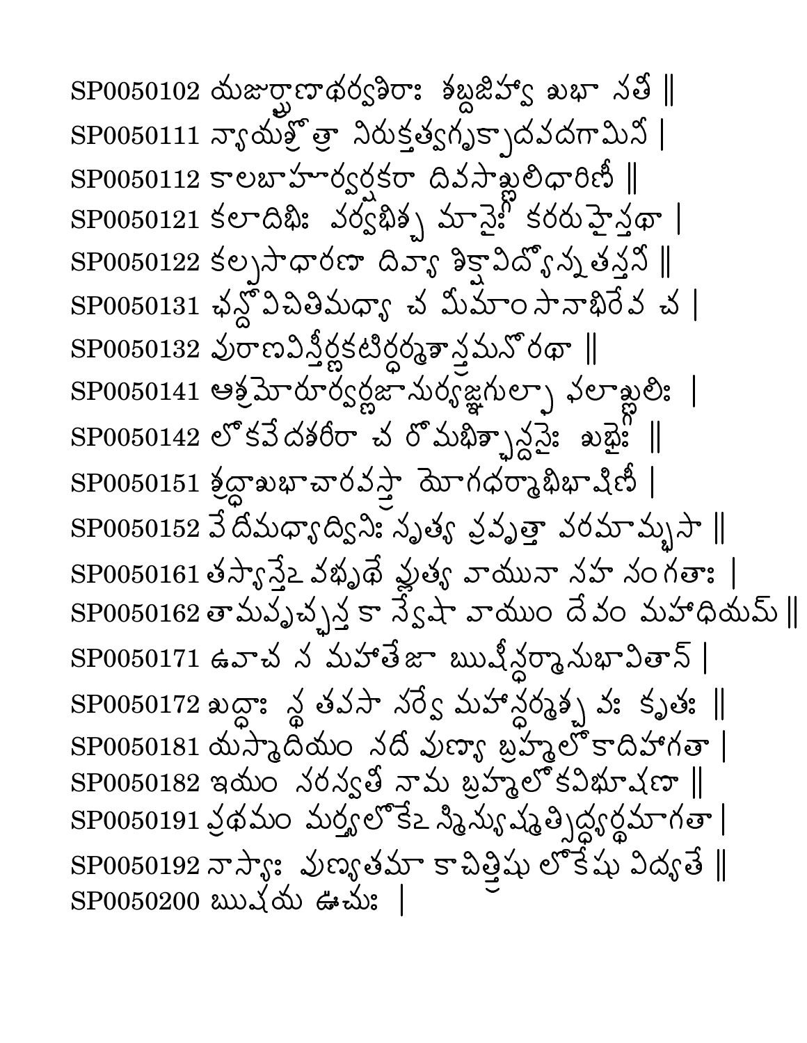SP0050102 యజుర్ఘ్రాణాథర్వశిరాః శబ్దజిహ్వా శుభా సతీ ||
SP0050111 న్యాయశ్రోత్రా నిరుక్తత్వగృక్పాదపదగామినీ |
SP0050112 కాలబాహూర్వర్షకరా దివసాఞ్జలిధారిణీ ||
SP0050121 కలాదిభిః పర్వభిశ్చ మాసైః కరరుహైస్తథా |
SP0050122 కల్పసాధారణా దివ్యా శిక్షావిద్యోన్నతస్తనీ ||
SP0050131 ఛన్దోవిచితిమధ్యా చ మీమాంసానాభిరేవ చ |
SP0050132 పురాణవిస్తీర్ణకటిర్ధర్మశాస్త్రమనోరథా ||
SP0050141 ఆశ్రమోరూర్వర్ణజానుర్యజ్ఞగుల్ఫా ఫలాఞ్జలిః |
SP0050142 లోకవేదశరీరా చ రోమభిశ్ఛన్దసైః శుభైః ||
SP0050151 శ్రద్ధాశుభాచారవస్త్రా యోగధర్మాభిభాషిణీ |
SP0050152 వేదీమధ్యాద్వినిః సృత్య ప్రవృత్తా వరమామ్భసా ||
SP0050161 తస్యాన్తేఽవభృథే ప్లుత్య వాయునా సహ సంగతాః |
SP0050162 తామపృచ్ఛన్త కా న్వేషా వాయుం దేవం మహాధియమ్ ||
SP0050171 ఉవాచ స మహాతేజా ఋషీన్ధర్మానుభావితాన్ |
SP0050172 శుద్ధాః స్థ తపసా సర్వే మహాన్ధర్మశ్చ వః కృతః ||
SP0050181 యస్మాదియం నదీ పుణ్యా బ్రహ్మలోకాదిహాగతా |
SP0050182 ఇయం సరస్వతీ నామ బ్రహ్మలోకవిభూషణా ||
SP0050191 ప్రథమం మర్త్యలోకేఽస్మిన్యుష్మత్సిద్ధ్యర్థమాగతా |
SP0050192 నాస్యాః పుణ్యతమా కాచిత్త్రిషు లోకేషు విద్యతే ||
SP0050200 ఋషయ ఊచుః |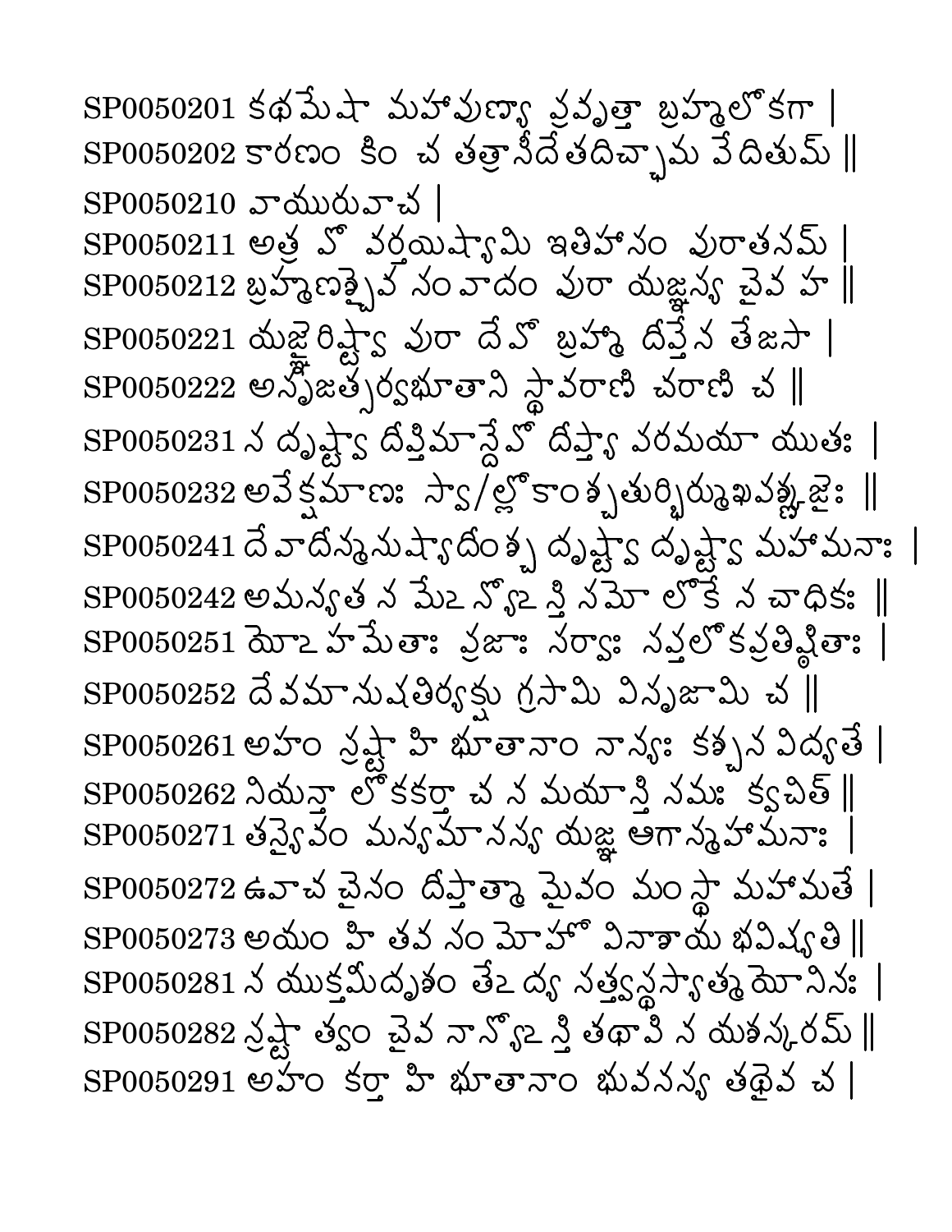SP0050201 కథమేషా మహాపుణ్యా ప్రవృత్తా బ్రహ్మలోకగా |
SP0050202 కారణం కిం చ తత్రాసీదేతదిచ్ఛామ వేదితుమ్ ||
SP0050210 వాయురువాచ |
SP0050211 అత్ర వో వర్తయిష్యామి ఇతిహాసం పురాతనమ్ |
SP0050212 బ్రహ్మణశ్చైవ సంవాదం పురా యజ్ఞస్య చైవ హ ||
SP0050221 యజ్ఞైరిష్ట్వా పురా దేవో బ్రహ్మా దీప్తేన తేజసా |
SP0050222 అసృజత్సర్వభూతాని స్థావరాణి చరాణి చ ||
SP0050231 స దృష్ట్వా దీప్తిమాన్దేవో దీప్త్యా పరమయా యుతః |
SP0050232 అవేక్షమాణః స్వా/ల్లోకాంశ్చతుర్భిర్ముఖపఙ్కజైః ||
SP0050241 దేవాదీన్మనుష్యాదీంశ్చ దృష్ట్వా దృష్ట్వా మహామనాః |
SP0050242 అమన్యత న మేఽన్యోఽస్తి సమో లోకే న చాధికః ||
SP0050251 యోఽహమేతాః ప్రజాః సర్వాః సప్తలోకప్రతిష్ఠితాః |
SP0050252 దేవమానుషతిర్యక్షు గ్రసామి విసృజామి చ ||
SP0050261 అహం స్రష్టా హి భూతానాం నాన్యః కశ్చన విద్యతే |
SP0050262 నియన్తా లోకకర్తా చ న మయాస్తి సమః క్వచిత్ ||
SP0050271 తస్యైవం మన్యమానస్య యజ్ఞ ఆగాన్మహామనాః |
SP0050272 ఉవాచ చైనం దీప్తాత్మా మైవం మంస్థా మహామతే |
SP0050273 అయం హి తవ సంమోహో వినాశాయ భవిష్యతి ||
SP0050281 న యుక్తమీదృశం తేఽద్య సత్త్వస్థస్యాత్మయోనినః |
SP0050282 స్రష్టా త్వం చైవ నాన్యోఽస్తి తథాపి న యశస్కరమ్ ||
SP0050291 అహం కర్తా హి భూతానాం భువనస్య తథైవ చ |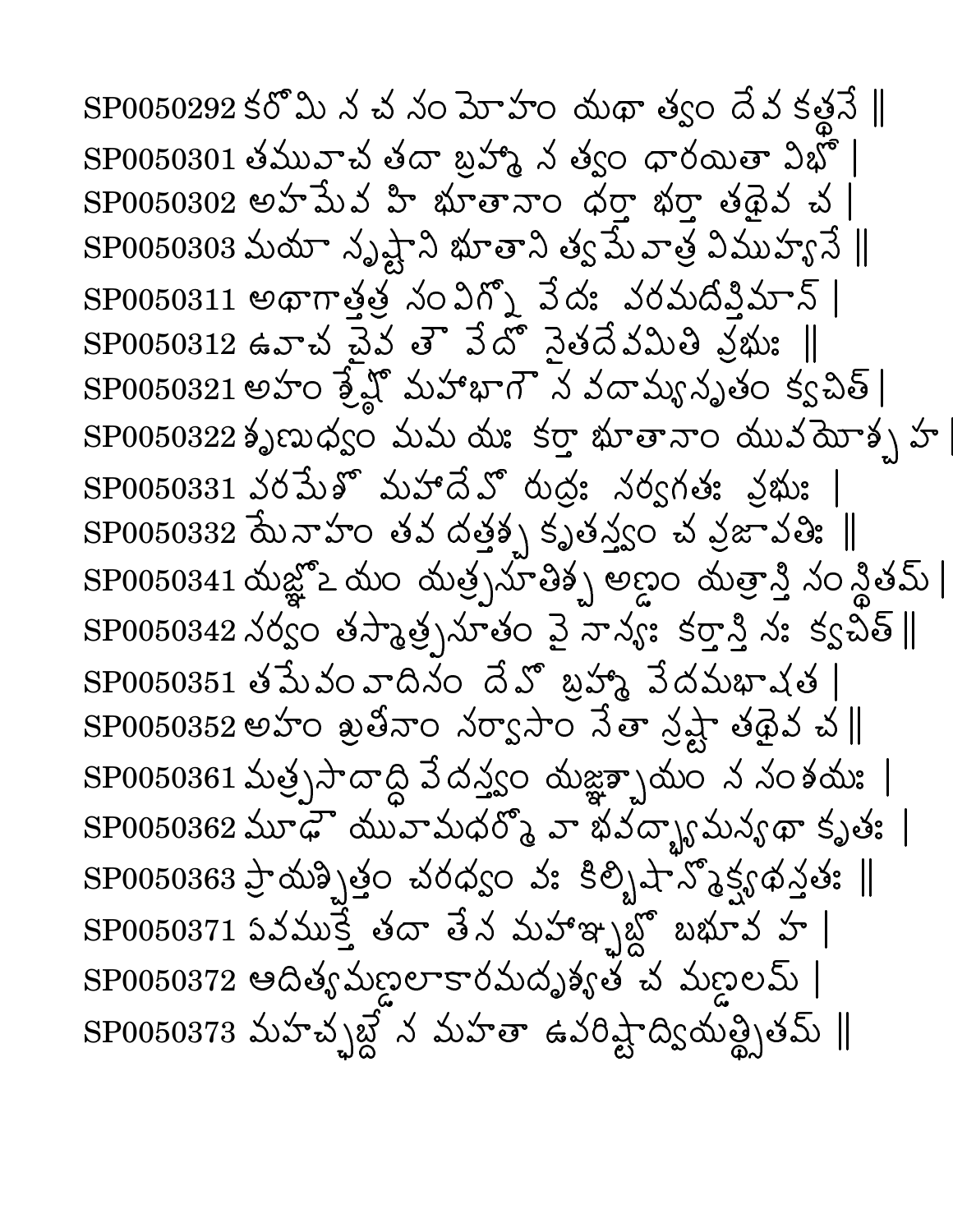SP0050292 కరోమి న చ సం మోహం యథా త్వం దేవ కత్థసే ||
SP0050301 తమువాచ తదా బ్రహ్మా న త్వం ధారయితా విభో |
SP0050302 అహమేవ హి భూతానాం ధర్తా భర్తా తథైవ చ |
SP0050303 మయా సృష్టాని భూతాని త్వమేవాత్ర విముహ్యసే ||
SP0050311 అథాగాత్తత్ర సంవిగ్నో వేదః వరమదీప్తిమాన్ |
SP0050312 ఉవాచ చైవ తౌ వేదో నైతదేవమితి ప్రభుః ||
SP0050321 అహం శ్రేష్ఠో మహాభాగౌ న వదామ్యనృతం క్వచిత్ |
SP0050322 శృణుధ్వం మమ యః కర్తా భూతానాం యువయోశ్చ హ |
SP0050331 వరమేశో మహాదేవో రుద్రః సర్వగతః ప్రభుః |
SP0050332 యేనాహం తవ దత్తశ్చ కృతస్త్వం చ ప్రజాపతిః ||
SP0050341 యజ్ఞోఽయం యత్ప్రసూతిశ్చ అణ్డం యత్రాస్తి సంస్థితమ్ |
SP0050342 సర్వం తస్మాత్ప్రసూతం వై నాన్యః కర్తాస్తి నః క్వచిత్ ||
SP0050351 తమేవం వాదినం దేవో బ్రహ్మా వేదమభాషత |
SP0050352 అహం శ్రుతీనాం సర్వాసాం నేతా స్రష్టా తథైవ చ ||
SP0050361 మత్ప్రసాదాద్ధి వేదస్త్వం యజ్ఞశ్చాయం న సంశయః |
SP0050362 మూఢౌ యువామధర్మో వా భవద్భ్యామన్యథా కృతః |
SP0050363 ప్రాయశ్చిత్తం చరధ్వం వః కిల్బిషాన్మోక్ష్యథస్తతః ||
SP0050371 ఏవముక్తే తదా తేన మహాఞ్ఛబ్దో బభూవ హ |
SP0050372 ఆదిత్యమణ్డలాకారమదృశ్యత చ మణ్డలమ్ |
SP0050373 మహచ్ఛబ్దేన మహతా ఉవరిష్టాద్వ్యవస్థితమ్ ||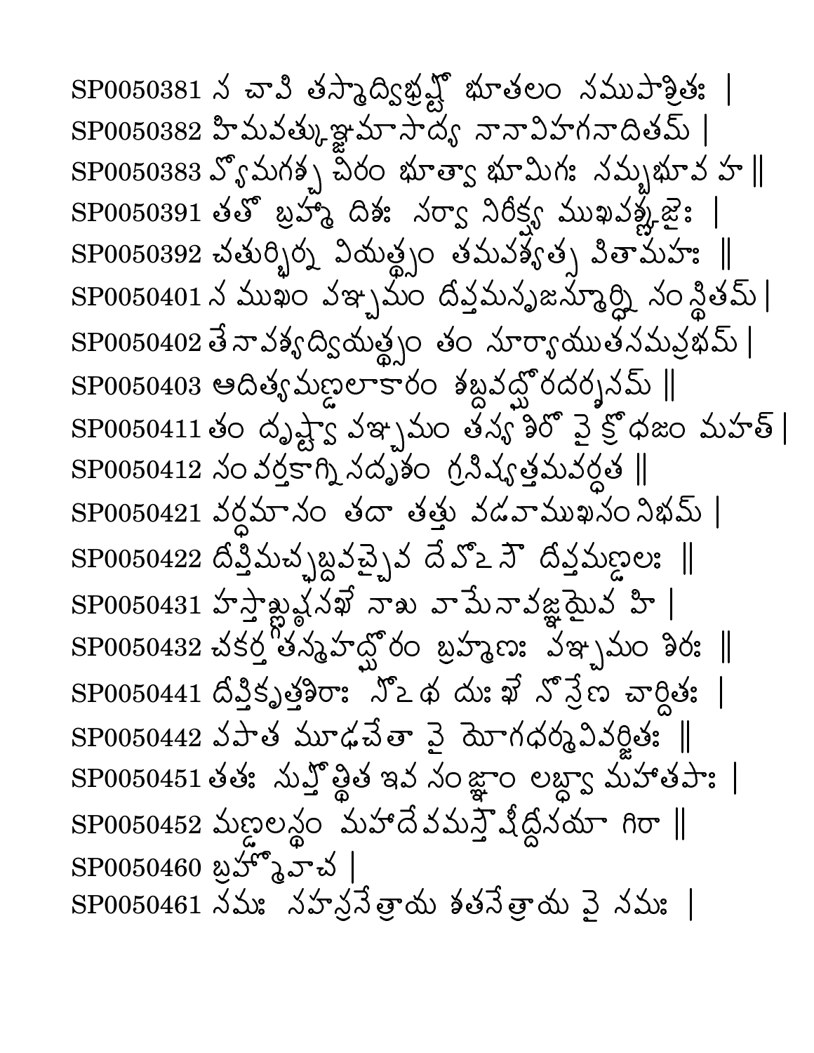SP0050381 న చావి తస్మాద్విభ్రష్టో భూతలం సముపాశ్రితః |
SP0050382 హిమవత్కుఞ్జమాసాద్య నానావిహగనాదితమ్ |
SP0050383 వ్యోమగశ్చ చిరం భూత్వా భూమిగః సమ్బభూవ హ ||
SP0050391 తతో బ్రహ్మా దిశః సర్వా నిరీక్ష్య ముఖపఙ్కజైః |
SP0050392 చతుర్భిర్న వియత్స్థం తమపశ్యత్స పితామహః ||
SP0050401 స ముఖం పఞ్చమం దీప్తమసృజన్మూర్ధ్ని సంస్థితమ్ |
SP0050402 తేనాపశ్యద్వియత్స్థం తం సూర్యాయుతసమప్రభమ్ |
SP0050403 ఆదిత్యమణ్డలాకారం శబ్దవద్ఘోరదర్శనమ్ ||
SP0050411 తం దృష్ట్వా పఞ్చమం తస్య శిరో వై క్రోధజం మహత్ |
SP0050412 సంవర్తకాగ్నిసదృశం గ్రసిష్యత్తమవర్ధత ||
SP0050421 వర్ధమానం తదా తత్తు వడవాముఖసంనిభమ్ |
SP0050422 దీప్తిమచ్ఛబ్దవచ్చైవ దేవోఽసౌ దీప్తమణ్డలః ||
SP0050431 హస్తాఙ్గుష్ఠనఖే నాఖ వామేనావజ్ఞయైవ హి |
SP0050432 చకర్త తన్మహద్ఘోరం బ్రహ్మణః పఞ్చమం శిరః ||
SP0050441 దీప్తికృత్తశిరాః సోఽథ దుఃఖే సోన్రేణ చార్దితః |
SP0050442 సపాత మూఢచేతా వై యోగధర్మవివర్జితః ||
SP0050451 తతః సుప్తోత్థిత ఇవ సంజ్ఞాం లబ్ధ్వా మహాతపాః |
SP0050452 మణ్డలస్థం మహాదేవమస్తౌషీద్దీనయా గిరా ||
SP0050460 బ్రహ్మోవాచ |
SP0050461 నమః సహస్రనేత్రాయ శతనేత్రాయ వై నమః |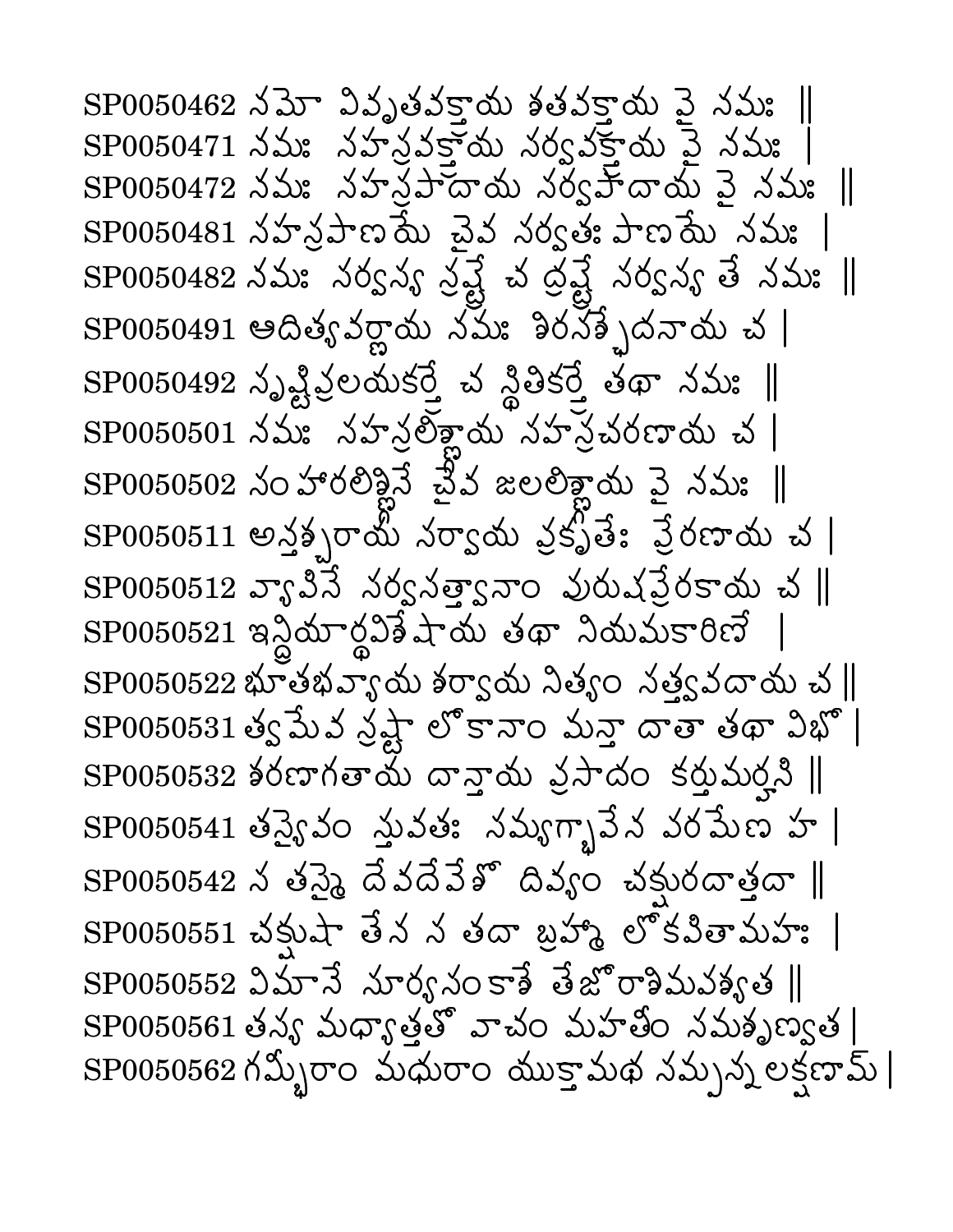SP0050462 నమో వివృతవక్త్రాయ శతవక్త్రాయ వై నమః ||
SP0050471 నమః సహస్రవక్త్రాయ సర్వవక్త్రాయ వై నమః |
SP0050472 నమః సహస్రపాదాయ సర్వపాదాయ వై నమః ||
SP0050481 సహస్రపాణయే చైవ సర్వతః పాణయే నమః |
SP0050482 నమః సర్వస్య స్రష్ట్రే చ ద్రష్ట్రే సర్వస్య తే నమః ||
SP0050491 ఆదిత్యవర్ణాయ నమః శిరసశ్ఛేదనాయ చ |
SP0050492 సృష్టిప్రలయకర్త్రే చ స్థితికర్త్రే తథా నమః ||
SP0050501 నమః సహస్రలిఙ్గాయ సహస్రచరణాయ చ |
SP0050502 సంహారలిఙ్గినే చైవ జలలిఙ్గాయ వై నమః ||
SP0050511 అన్తశ్చరాయ సర్వాయ ప్రకృతేః ప్రేరణాయ చ |
SP0050512 వ్యాపినే సర్వసత్త్వానాం పురుషప్రేరకాయ చ ||
SP0050521 ఇన్ద్రియార్థవిశేషాయ తథా నియమకారిణే |
SP0050522 భూతభవ్యాయ శర్వాయ నిత్యం సత్త్వపదాయ చ ||
SP0050531 త్వమేవ స్రష్టా లోకానాం మన్తా దాతా తథా విభో |
SP0050532 శరణాగతాయ దాన్తాయ ప్రసాదం కర్తుమర్హసి ||
SP0050541 తస్యైవం స్తువతః సమ్యగ్భావేన పరమేణ హ |
SP0050542 స తస్మై దేవదేవేశో దివ్యం చక్షురదాత్తదా ||
SP0050551 చక్షుషా తేన స తదా బ్రహ్మా లోకపితామహః |
SP0050552 విమానే సూర్యసంకాశే తేజోరాశిమపశ్యత ||
SP0050561 తస్య మధ్యాత్తతో వాచం మహతీం సమశృణ్వత |
SP0050562 గమ్భీరాం మధురాం యుక్తామథ సమ్పన్నలక్షణామ్ |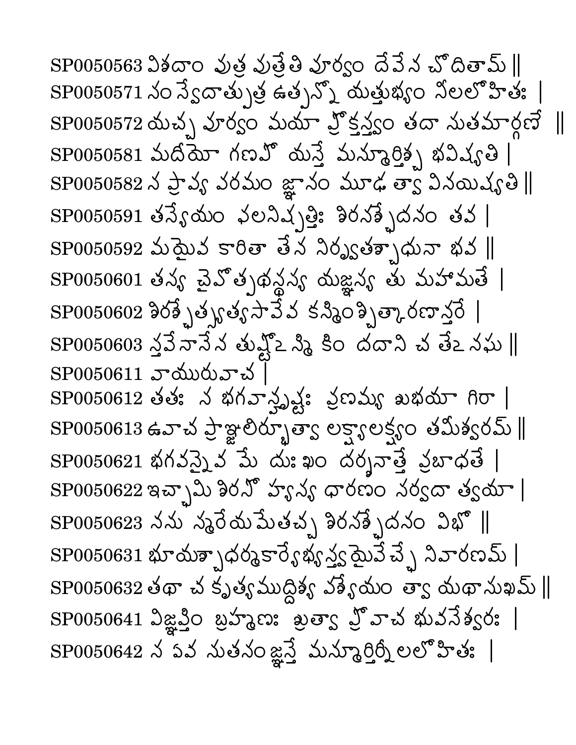SP0050563 విశదాం పుత్ర పుత్రేతి పూర్వం దేవేన చోదితామ్ ||
SP0050571 సం స్వేదాత్పుత్ర ఉత్పన్నో యత్తుభ్యం నీలలోహితః |
SP0050572 యచ్చ పూర్వం మయా ప్రోక్తస్త్వం తదా సుతమార్గణే ||
SP0050581 మదీయో గణపో యస్తే మన్మూర్తిశ్చ భవిష్యతి |
SP0050582 స ప్రాప్య పరమం జ్ఞానం మూఢ త్వా వినయిష్యతి ||
SP0050591 తస్యేయం ఫలనిష్పత్తిః శిరసశ్ఛేదనం తవ |
SP0050592 మయైవ కారితా తేన నిర్వృతశ్చాధునా భవ ||
SP0050601 తస్య చైవోత్పథస్థస్య యజ్ఞస్య తు మహామతే |
SP0050602 శిరశ్ఛిత్స్యత్యసావేవ కస్మింశ్చిత్కారణాన్తరే |
SP0050603 స్తవేనానేన తుష్టోఽస్మి కిం దదాని చ తేఽనఘ ||
SP0050611 వాయురువాచ |
SP0050612 తతః స భగవాన్హృష్టః ప్రణమ్య శుభయా గిరా |
SP0050613 ఉవాచ ప్రాఞ్జలిర్భూత్వా లక్ష్యాలక్ష్యం తమీశ్వరమ్ ||
SP0050621 భగవన్నైవ మే దుఃఖం దర్శనాత్తే ప్రబాధతే |
SP0050622 ఇచ్ఛామి శిరసో హ్యస్య ధారణం సర్వదా త్వయా |
SP0050623 సను స్మరేయమేతచ్చ శిరసశ్ఛేదనం విభో ||
SP0050631 భూయశ్చాధర్మకార్యేభ్యస్త్వమైవేచ్ఛే నివారణమ్ |
SP0050632 తథా చ కృత్యముద్దిశ్య పశ్యేయం త్వా యథాసుఖమ్ ||
SP0050641 విజ్ఞప్తిం బ్రహ్మణః శ్రుత్వా ప్రోవాచ భువనేశ్వరః |
SP0050642 స ఏవ సుతనం జ్ఞస్తే మన్మూర్తిర్నీలలోహితః |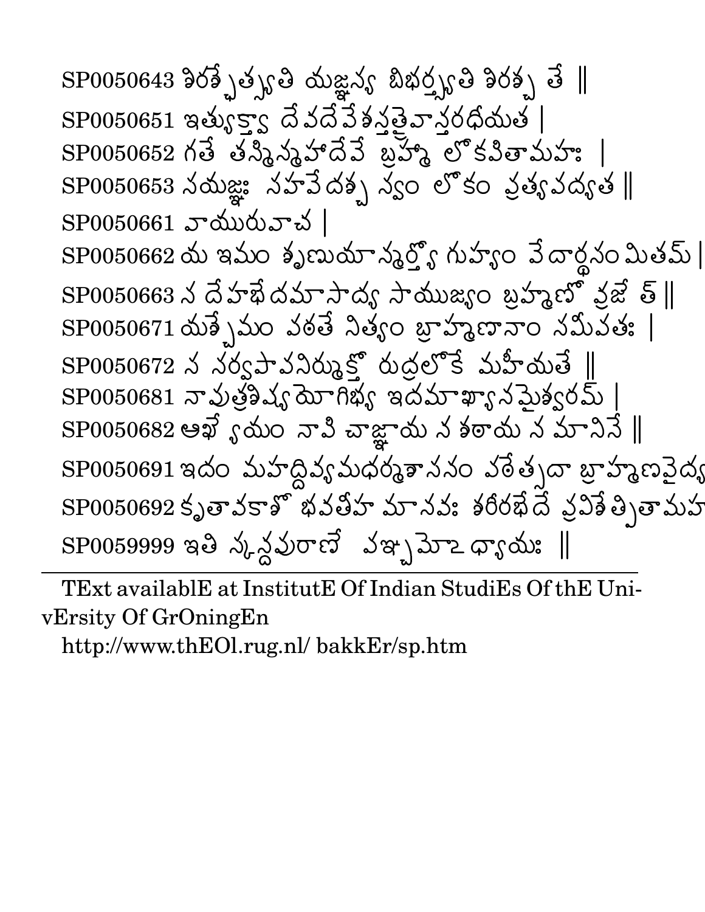SP0050643 శిరశ్చేత్స్యతి యజ్ఞస్య బిభర్త్స్యతి శిరశ్చ తే ‖

SP0050651 ఇత్యుక్త్వా దేవదేవేశస్తత్రైవాన్తరధీయత |

SP0050652 గతే తస్మిన్మహాదేవే బ్రహ్మా లోకపితామహః |

SP0050653 సయజ్ఞః సహవేదశ్చ స్వం లోకం ప్రత్యపద్యత ‖

SP0050661 వాయురువాచ |

SP0050662 య ఇమం శృణుయాన్మర్త్యో గుహ్యం వేదార్థసంమితమ్ |

SP0050663 స దేహభేదమాసాద్య సాయుజ్యం బ్రహ్మణో వ్రజేత్ ‖

SP0050671 యశ్చేమం పఠతే నిత్యం బ్రాహ్మణానాం సమీపతః |

SP0050672 స సర్వపాపనిర్ముక్తో రుద్రలోకే మహీయతే ‖

SP0050681 నాపుత్రశిష్యయోగిభ్య ఇదమాఖ్యానమైశ్వరమ్ |

SP0050682 ఆఖ్యేయమం నాపి చాజ్ఞాయ న శఠాయ న మానినే ‖

SP0050691 ఇదం మహద్దివ్యమధర్మశాసనం పఠేత్సదా బ్రాహ్మణవైద్య

SP0050692 కృతావకాశో భవతీహ మానవః శరీరభేదే ప్రవిశేత్పితామహ

SP0059999 ఇతి స్కన్దపురాణే పఞ్చమోఽధ్యాయః ‖

---

TExt availablE at InstitutE Of Indian StudiEs Of thE UnivErsity Of GrOningEn

http://www.thEOl.rug.nl/ bakkEr/sp.htm